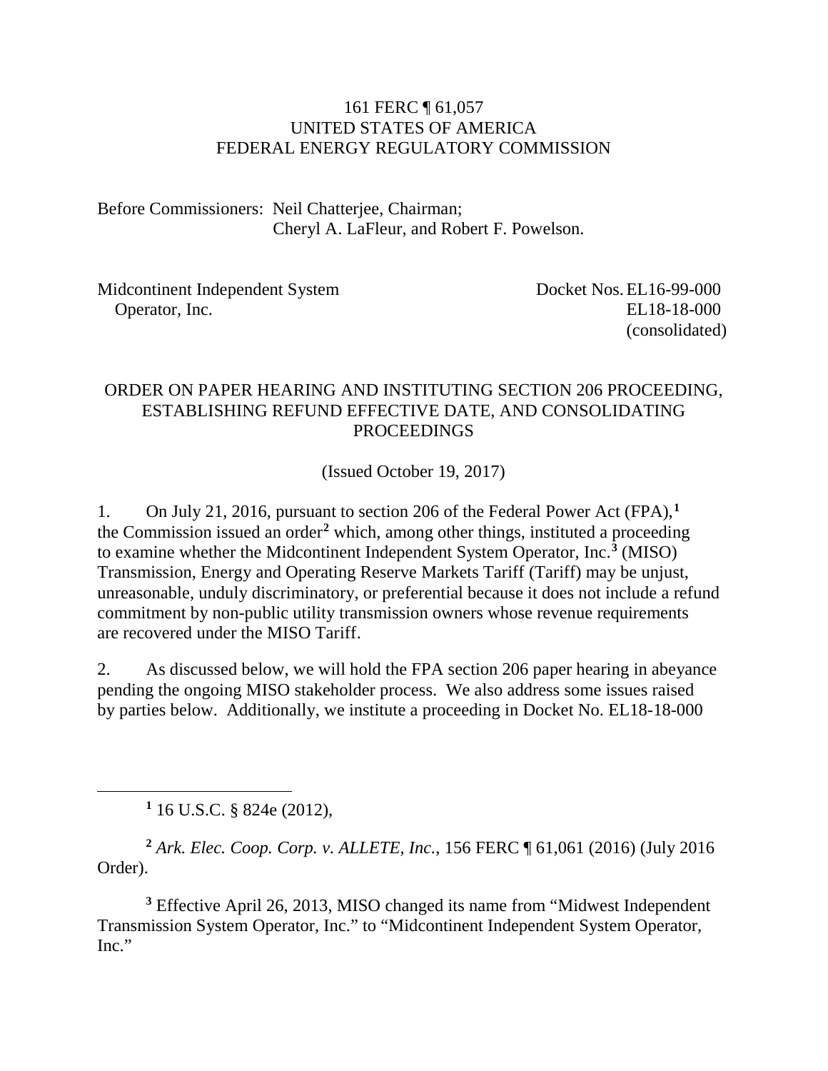161 FERC ¶ 61,057
UNITED STATES OF AMERICA
FEDERAL ENERGY REGULATORY COMMISSION

Before Commissioners: Neil Chatterjee, Chairman;
Cheryl A. LaFleur, and Robert F. Powelson.

Midcontinent Independent System Operator, Inc.

Docket Nos. EL16-99-000
EL18-18-000
(consolidated)

ORDER ON PAPER HEARING AND INSTITUTING SECTION 206 PROCEEDING, ESTABLISHING REFUND EFFECTIVE DATE, AND CONSOLIDATING PROCEEDINGS

(Issued October 19, 2017)

1. On July 21, 2016, pursuant to section 206 of the Federal Power Act (FPA),[1] the Commission issued an order[2] which, among other things, instituted a proceeding to examine whether the Midcontinent Independent System Operator, Inc.[3] (MISO) Transmission, Energy and Operating Reserve Markets Tariff (Tariff) may be unjust, unreasonable, unduly discriminatory, or preferential because it does not include a refund commitment by non-public utility transmission owners whose revenue requirements are recovered under the MISO Tariff.

2. As discussed below, we will hold the FPA section 206 paper hearing in abeyance pending the ongoing MISO stakeholder process. We also address some issues raised by parties below. Additionally, we institute a proceeding in Docket No. EL18-18-000

[1] 16 U.S.C. § 824e (2012),

[2] *Ark. Elec. Coop. Corp. v. ALLETE, Inc.*, 156 FERC ¶ 61,061 (2016) (July 2016 Order).

[3] Effective April 26, 2013, MISO changed its name from "Midwest Independent Transmission System Operator, Inc." to "Midcontinent Independent System Operator, Inc."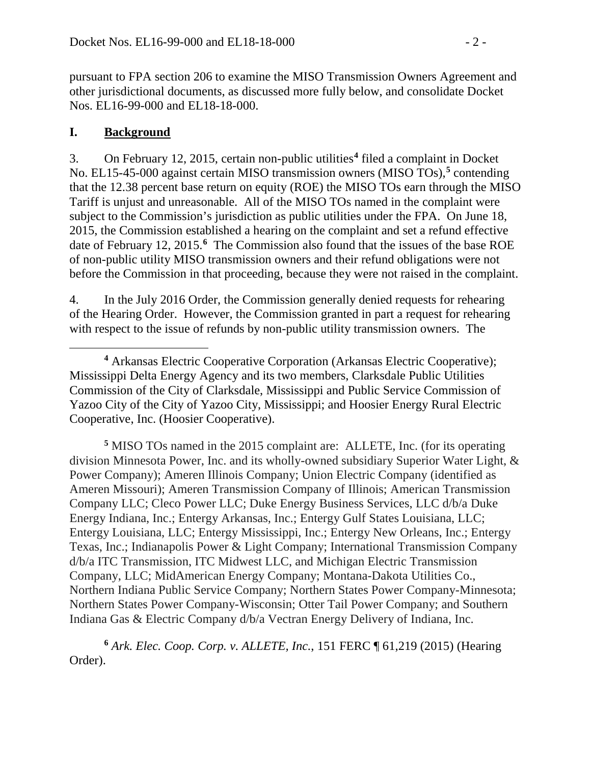pursuant to FPA section 206 to examine the MISO Transmission Owners Agreement and other jurisdictional documents, as discussed more fully below, and consolidate Docket Nos. EL16-99-000 and EL18-18-000.

## I. Background

3. On February 12, 2015, certain non-public utilities[4] filed a complaint in Docket No. EL15-45-000 against certain MISO transmission owners (MISO TOs),[5] contending that the 12.38 percent base return on equity (ROE) the MISO TOs earn through the MISO Tariff is unjust and unreasonable. All of the MISO TOs named in the complaint were subject to the Commission's jurisdiction as public utilities under the FPA. On June 18, 2015, the Commission established a hearing on the complaint and set a refund effective date of February 12, 2015.[6] The Commission also found that the issues of the base ROE of non-public utility MISO transmission owners and their refund obligations were not before the Commission in that proceeding, because they were not raised in the complaint.

4. In the July 2016 Order, the Commission generally denied requests for rehearing of the Hearing Order. However, the Commission granted in part a request for rehearing with respect to the issue of refunds by non-public utility transmission owners. The

---

[4] Arkansas Electric Cooperative Corporation (Arkansas Electric Cooperative); Mississippi Delta Energy Agency and its two members, Clarksdale Public Utilities Commission of the City of Clarksdale, Mississippi and Public Service Commission of Yazoo City of the City of Yazoo City, Mississippi; and Hoosier Energy Rural Electric Cooperative, Inc. (Hoosier Cooperative).

[5] MISO TOs named in the 2015 complaint are: ALLETE, Inc. (for its operating division Minnesota Power, Inc. and its wholly-owned subsidiary Superior Water Light, & Power Company); Ameren Illinois Company; Union Electric Company (identified as Ameren Missouri); Ameren Transmission Company of Illinois; American Transmission Company LLC; Cleco Power LLC; Duke Energy Business Services, LLC d/b/a Duke Energy Indiana, Inc.; Entergy Arkansas, Inc.; Entergy Gulf States Louisiana, LLC; Entergy Louisiana, LLC; Entergy Mississippi, Inc.; Entergy New Orleans, Inc.; Entergy Texas, Inc.; Indianapolis Power & Light Company; International Transmission Company d/b/a ITC Transmission, ITC Midwest LLC, and Michigan Electric Transmission Company, LLC; MidAmerican Energy Company; Montana-Dakota Utilities Co., Northern Indiana Public Service Company; Northern States Power Company-Minnesota; Northern States Power Company-Wisconsin; Otter Tail Power Company; and Southern Indiana Gas & Electric Company d/b/a Vectran Energy Delivery of Indiana, Inc.

[6] *Ark. Elec. Coop. Corp. v. ALLETE, Inc.*, 151 FERC ¶ 61,219 (2015) (Hearing Order).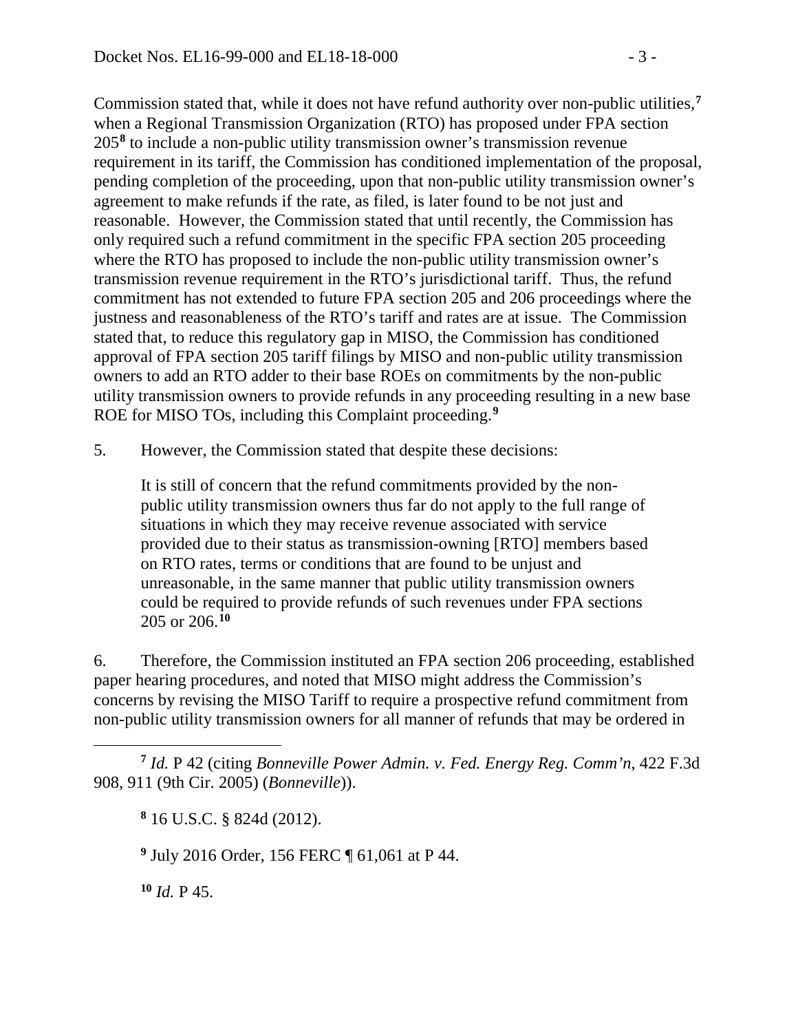Commission stated that, while it does not have refund authority over non-public utilities,[7] when a Regional Transmission Organization (RTO) has proposed under FPA section 205[8] to include a non-public utility transmission owner's transmission revenue requirement in its tariff, the Commission has conditioned implementation of the proposal, pending completion of the proceeding, upon that non-public utility transmission owner's agreement to make refunds if the rate, as filed, is later found to be not just and reasonable. However, the Commission stated that until recently, the Commission has only required such a refund commitment in the specific FPA section 205 proceeding where the RTO has proposed to include the non-public utility transmission owner's transmission revenue requirement in the RTO's jurisdictional tariff. Thus, the refund commitment has not extended to future FPA section 205 and 206 proceedings where the justness and reasonableness of the RTO's tariff and rates are at issue. The Commission stated that, to reduce this regulatory gap in MISO, the Commission has conditioned approval of FPA section 205 tariff filings by MISO and non-public utility transmission owners to add an RTO adder to their base ROEs on commitments by the non-public utility transmission owners to provide refunds in any proceeding resulting in a new base ROE for MISO TOs, including this Complaint proceeding.[9]

5. However, the Commission stated that despite these decisions:

> It is still of concern that the refund commitments provided by the non-public utility transmission owners thus far do not apply to the full range of situations in which they may receive revenue associated with service provided due to their status as transmission-owning [RTO] members based on RTO rates, terms or conditions that are found to be unjust and unreasonable, in the same manner that public utility transmission owners could be required to provide refunds of such revenues under FPA sections 205 or 206.[10]

6. Therefore, the Commission instituted an FPA section 206 proceeding, established paper hearing procedures, and noted that MISO might address the Commission's concerns by revising the MISO Tariff to require a prospective refund commitment from non-public utility transmission owners for all manner of refunds that may be ordered in

---

[7] *Id.* P 42 (citing *Bonneville Power Admin. v. Fed. Energy Reg. Comm'n*, 422 F.3d 908, 911 (9th Cir. 2005) (*Bonneville*)).

[8] 16 U.S.C. § 824d (2012).

[9] July 2016 Order, 156 FERC ¶ 61,061 at P 44.

[10] *Id.* P 45.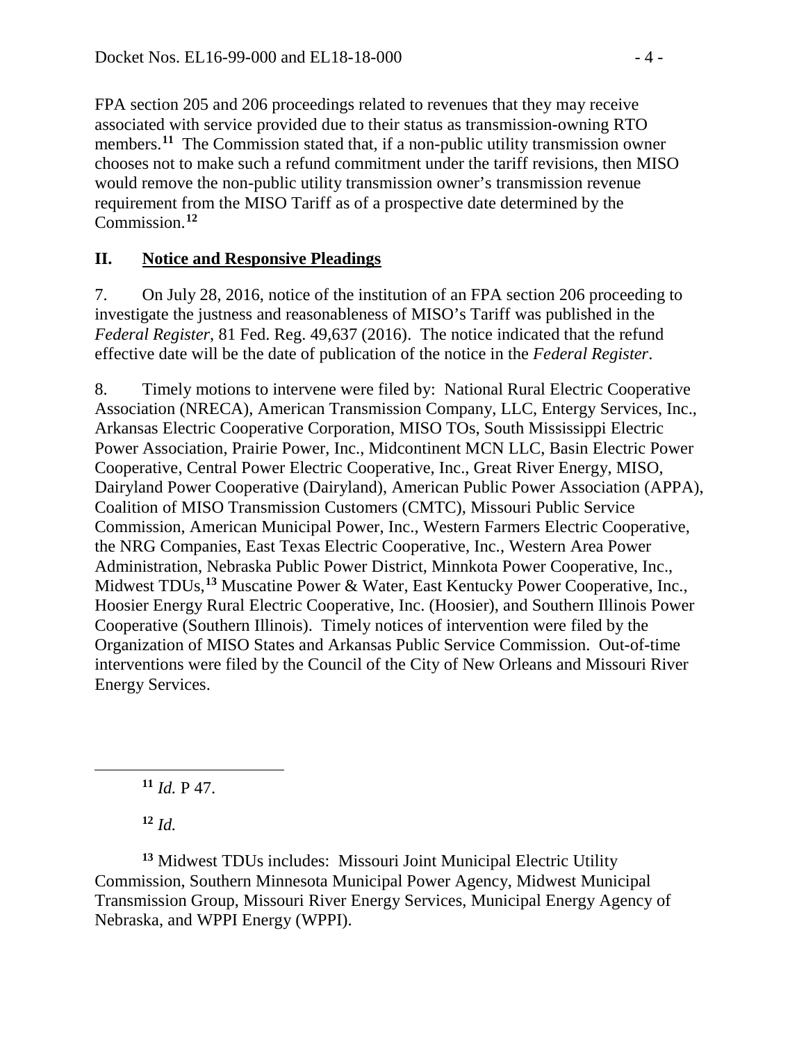FPA section 205 and 206 proceedings related to revenues that they may receive associated with service provided due to their status as transmission-owning RTO members.[11] The Commission stated that, if a non-public utility transmission owner chooses not to make such a refund commitment under the tariff revisions, then MISO would remove the non-public utility transmission owner's transmission revenue requirement from the MISO Tariff as of a prospective date determined by the Commission.[12]

## II. Notice and Responsive Pleadings

7. On July 28, 2016, notice of the institution of an FPA section 206 proceeding to investigate the justness and reasonableness of MISO's Tariff was published in the *Federal Register*, 81 Fed. Reg. 49,637 (2016). The notice indicated that the refund effective date will be the date of publication of the notice in the *Federal Register*.

8. Timely motions to intervene were filed by: National Rural Electric Cooperative Association (NRECA), American Transmission Company, LLC, Entergy Services, Inc., Arkansas Electric Cooperative Corporation, MISO TOs, South Mississippi Electric Power Association, Prairie Power, Inc., Midcontinent MCN LLC, Basin Electric Power Cooperative, Central Power Electric Cooperative, Inc., Great River Energy, MISO, Dairyland Power Cooperative (Dairyland), American Public Power Association (APPA), Coalition of MISO Transmission Customers (CMTC), Missouri Public Service Commission, American Municipal Power, Inc., Western Farmers Electric Cooperative, the NRG Companies, East Texas Electric Cooperative, Inc., Western Area Power Administration, Nebraska Public Power District, Minnkota Power Cooperative, Inc., Midwest TDUs,[13] Muscatine Power & Water, East Kentucky Power Cooperative, Inc., Hoosier Energy Rural Electric Cooperative, Inc. (Hoosier), and Southern Illinois Power Cooperative (Southern Illinois). Timely notices of intervention were filed by the Organization of MISO States and Arkansas Public Service Commission. Out-of-time interventions were filed by the Council of the City of New Orleans and Missouri River Energy Services.

---

[11] *Id.* P 47.

[12] *Id.*

[13] Midwest TDUs includes: Missouri Joint Municipal Electric Utility Commission, Southern Minnesota Municipal Power Agency, Midwest Municipal Transmission Group, Missouri River Energy Services, Municipal Energy Agency of Nebraska, and WPPI Energy (WPPI).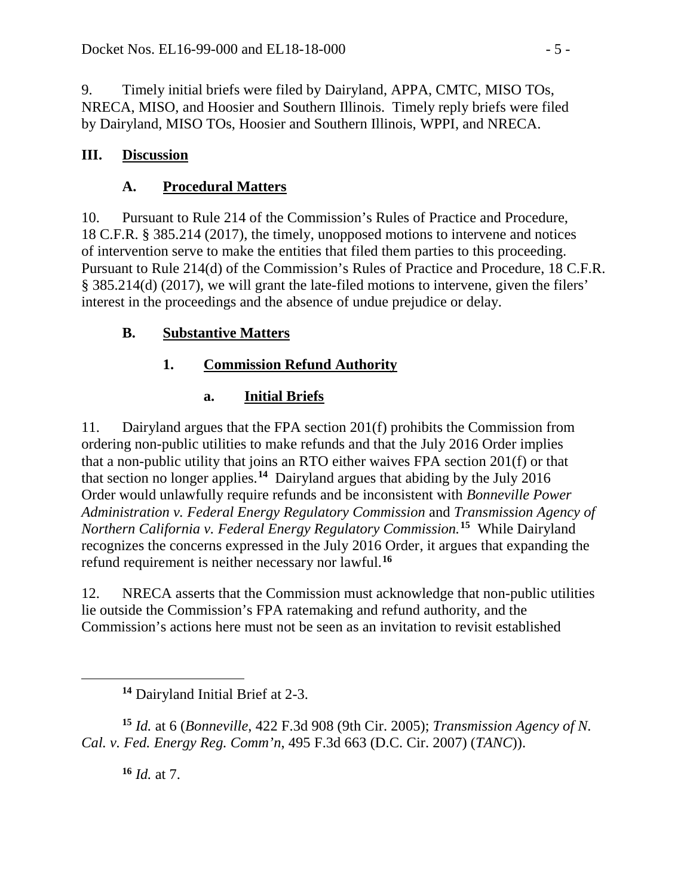9. Timely initial briefs were filed by Dairyland, APPA, CMTC, MISO TOs, NRECA, MISO, and Hoosier and Southern Illinois. Timely reply briefs were filed by Dairyland, MISO TOs, Hoosier and Southern Illinois, WPPI, and NRECA.

## III. Discussion

### A. Procedural Matters

10. Pursuant to Rule 214 of the Commission's Rules of Practice and Procedure, 18 C.F.R. § 385.214 (2017), the timely, unopposed motions to intervene and notices of intervention serve to make the entities that filed them parties to this proceeding. Pursuant to Rule 214(d) of the Commission's Rules of Practice and Procedure, 18 C.F.R. § 385.214(d) (2017), we will grant the late-filed motions to intervene, given the filers' interest in the proceedings and the absence of undue prejudice or delay.

### B. Substantive Matters

#### 1. Commission Refund Authority

##### a. Initial Briefs

11. Dairyland argues that the FPA section 201(f) prohibits the Commission from ordering non-public utilities to make refunds and that the July 2016 Order implies that a non-public utility that joins an RTO either waives FPA section 201(f) or that that section no longer applies.[14] Dairyland argues that abiding by the July 2016 Order would unlawfully require refunds and be inconsistent with *Bonneville Power Administration v. Federal Energy Regulatory Commission* and *Transmission Agency of Northern California v. Federal Energy Regulatory Commission.*[15] While Dairyland recognizes the concerns expressed in the July 2016 Order, it argues that expanding the refund requirement is neither necessary nor lawful.[16]

12. NRECA asserts that the Commission must acknowledge that non-public utilities lie outside the Commission's FPA ratemaking and refund authority, and the Commission's actions here must not be seen as an invitation to revisit established

---

[14] Dairyland Initial Brief at 2-3.

[15] *Id.* at 6 (*Bonneville*, 422 F.3d 908 (9th Cir. 2005); *Transmission Agency of N. Cal. v. Fed. Energy Reg. Comm'n*, 495 F.3d 663 (D.C. Cir. 2007) (*TANC*)).

[16] *Id.* at 7.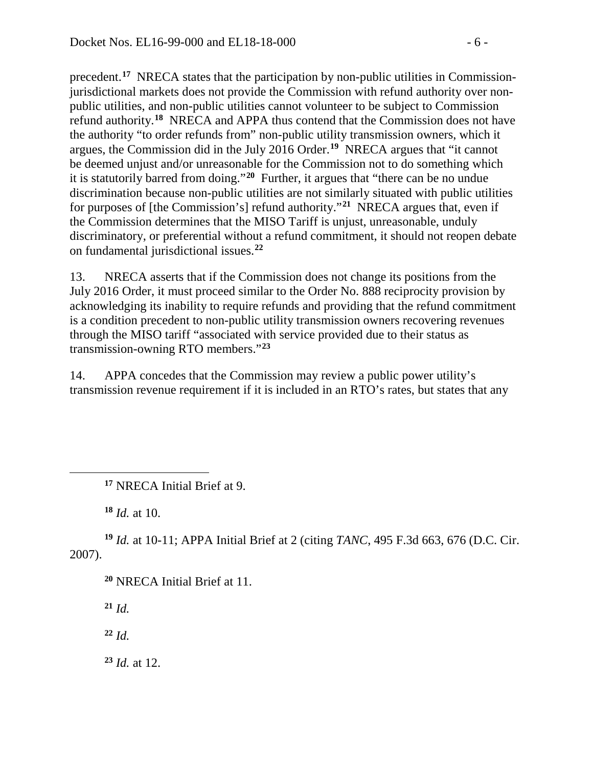precedent.[17] NRECA states that the participation by non-public utilities in Commission-jurisdictional markets does not provide the Commission with refund authority over non-public utilities, and non-public utilities cannot volunteer to be subject to Commission refund authority.[18] NRECA and APPA thus contend that the Commission does not have the authority "to order refunds from" non-public utility transmission owners, which it argues, the Commission did in the July 2016 Order.[19] NRECA argues that "it cannot be deemed unjust and/or unreasonable for the Commission not to do something which it is statutorily barred from doing."[20] Further, it argues that "there can be no undue discrimination because non-public utilities are not similarly situated with public utilities for purposes of [the Commission's] refund authority."[21] NRECA argues that, even if the Commission determines that the MISO Tariff is unjust, unreasonable, unduly discriminatory, or preferential without a refund commitment, it should not reopen debate on fundamental jurisdictional issues.[22]

13. NRECA asserts that if the Commission does not change its positions from the July 2016 Order, it must proceed similar to the Order No. 888 reciprocity provision by acknowledging its inability to require refunds and providing that the refund commitment is a condition precedent to non-public utility transmission owners recovering revenues through the MISO tariff "associated with service provided due to their status as transmission-owning RTO members."[23]

14. APPA concedes that the Commission may review a public power utility's transmission revenue requirement if it is included in an RTO's rates, but states that any

---

[17] NRECA Initial Brief at 9.

[18] *Id.* at 10.

[19] *Id.* at 10-11; APPA Initial Brief at 2 (citing *TANC*, 495 F.3d 663, 676 (D.C. Cir. 2007).

[20] NRECA Initial Brief at 11.

[21] *Id.*

[22] *Id.*

[23] *Id.* at 12.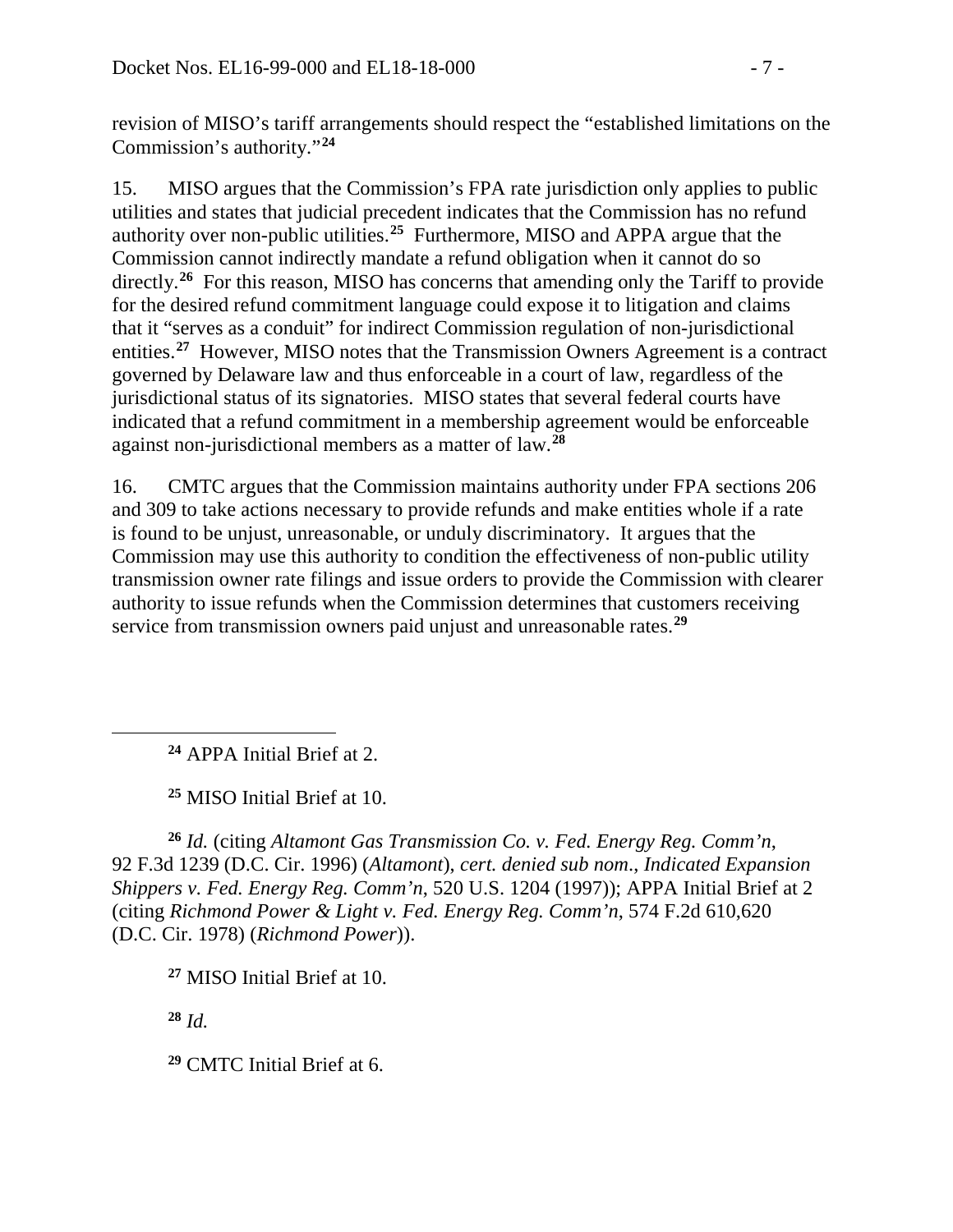revision of MISO's tariff arrangements should respect the "established limitations on the Commission's authority."[24]

15. MISO argues that the Commission's FPA rate jurisdiction only applies to public utilities and states that judicial precedent indicates that the Commission has no refund authority over non-public utilities.[25] Furthermore, MISO and APPA argue that the Commission cannot indirectly mandate a refund obligation when it cannot do so directly.[26] For this reason, MISO has concerns that amending only the Tariff to provide for the desired refund commitment language could expose it to litigation and claims that it "serves as a conduit" for indirect Commission regulation of non-jurisdictional entities.[27] However, MISO notes that the Transmission Owners Agreement is a contract governed by Delaware law and thus enforceable in a court of law, regardless of the jurisdictional status of its signatories. MISO states that several federal courts have indicated that a refund commitment in a membership agreement would be enforceable against non-jurisdictional members as a matter of law.[28]

16. CMTC argues that the Commission maintains authority under FPA sections 206 and 309 to take actions necessary to provide refunds and make entities whole if a rate is found to be unjust, unreasonable, or unduly discriminatory. It argues that the Commission may use this authority to condition the effectiveness of non-public utility transmission owner rate filings and issue orders to provide the Commission with clearer authority to issue refunds when the Commission determines that customers receiving service from transmission owners paid unjust and unreasonable rates.[29]

---

[24] APPA Initial Brief at 2.

[25] MISO Initial Brief at 10.

[26] *Id.* (citing *Altamont Gas Transmission Co. v. Fed. Energy Reg. Comm'n*, 92 F.3d 1239 (D.C. Cir. 1996) (*Altamont*), *cert. denied sub nom*., *Indicated Expansion Shippers v. Fed. Energy Reg. Comm'n*, 520 U.S. 1204 (1997)); APPA Initial Brief at 2 (citing *Richmond Power & Light v. Fed. Energy Reg. Comm'n*, 574 F.2d 610,620 (D.C. Cir. 1978) (*Richmond Power*)).

[27] MISO Initial Brief at 10.

[28] *Id.*

[29] CMTC Initial Brief at 6.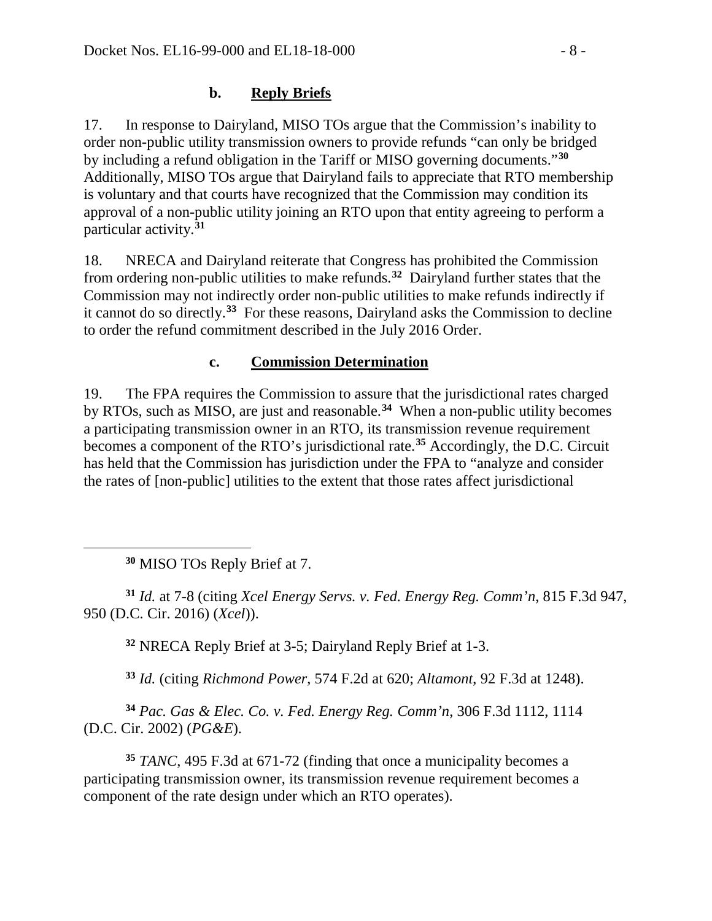### b. **Reply Briefs**

17. In response to Dairyland, MISO TOs argue that the Commission's inability to order non-public utility transmission owners to provide refunds "can only be bridged by including a refund obligation in the Tariff or MISO governing documents."[30] Additionally, MISO TOs argue that Dairyland fails to appreciate that RTO membership is voluntary and that courts have recognized that the Commission may condition its approval of a non-public utility joining an RTO upon that entity agreeing to perform a particular activity.[31]

18. NRECA and Dairyland reiterate that Congress has prohibited the Commission from ordering non-public utilities to make refunds.[32] Dairyland further states that the Commission may not indirectly order non-public utilities to make refunds indirectly if it cannot do so directly.[33] For these reasons, Dairyland asks the Commission to decline to order the refund commitment described in the July 2016 Order.

### c. **Commission Determination**

19. The FPA requires the Commission to assure that the jurisdictional rates charged by RTOs, such as MISO, are just and reasonable.[34] When a non-public utility becomes a participating transmission owner in an RTO, its transmission revenue requirement becomes a component of the RTO's jurisdictional rate.[35] Accordingly, the D.C. Circuit has held that the Commission has jurisdiction under the FPA to "analyze and consider the rates of [non-public] utilities to the extent that those rates affect jurisdictional

---

[30] MISO TOs Reply Brief at 7.

[31] *Id.* at 7-8 (citing *Xcel Energy Servs. v. Fed. Energy Reg. Comm'n*, 815 F.3d 947, 950 (D.C. Cir. 2016) (*Xcel*)).

[32] NRECA Reply Brief at 3-5; Dairyland Reply Brief at 1-3.

[33] *Id.* (citing *Richmond Power*, 574 F.2d at 620; *Altamont*, 92 F.3d at 1248).

[34] *Pac. Gas & Elec. Co. v. Fed. Energy Reg. Comm'n*, 306 F.3d 1112, 1114 (D.C. Cir. 2002) (*PG&E*).

[35] *TANC*, 495 F.3d at 671-72 (finding that once a municipality becomes a participating transmission owner, its transmission revenue requirement becomes a component of the rate design under which an RTO operates).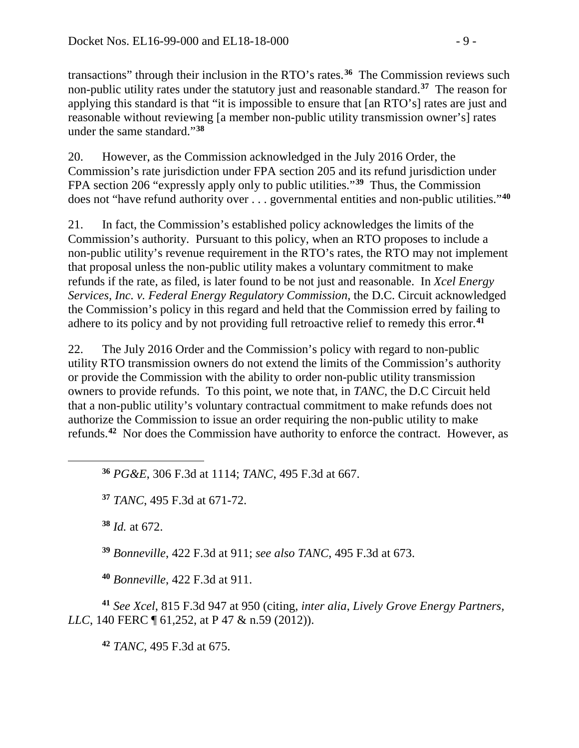transactions" through their inclusion in the RTO's rates.[36] The Commission reviews such non-public utility rates under the statutory just and reasonable standard.[37] The reason for applying this standard is that "it is impossible to ensure that [an RTO's] rates are just and reasonable without reviewing [a member non-public utility transmission owner's] rates under the same standard."[38]

20. However, as the Commission acknowledged in the July 2016 Order, the Commission's rate jurisdiction under FPA section 205 and its refund jurisdiction under FPA section 206 "expressly apply only to public utilities."[39] Thus, the Commission does not "have refund authority over . . . governmental entities and non-public utilities."[40]

21. In fact, the Commission's established policy acknowledges the limits of the Commission's authority. Pursuant to this policy, when an RTO proposes to include a non-public utility's revenue requirement in the RTO's rates, the RTO may not implement that proposal unless the non-public utility makes a voluntary commitment to make refunds if the rate, as filed, is later found to be not just and reasonable. In *Xcel Energy Services, Inc. v. Federal Energy Regulatory Commission*, the D.C. Circuit acknowledged the Commission's policy in this regard and held that the Commission erred by failing to adhere to its policy and by not providing full retroactive relief to remedy this error.[41]

22. The July 2016 Order and the Commission's policy with regard to non-public utility RTO transmission owners do not extend the limits of the Commission's authority or provide the Commission with the ability to order non-public utility transmission owners to provide refunds. To this point, we note that, in *TANC*, the D.C Circuit held that a non-public utility's voluntary contractual commitment to make refunds does not authorize the Commission to issue an order requiring the non-public utility to make refunds.[42] Nor does the Commission have authority to enforce the contract. However, as

---

[36] *PG&E*, 306 F.3d at 1114; *TANC*, 495 F.3d at 667.

[37] *TANC*, 495 F.3d at 671-72.

[38] *Id.* at 672.

[39] *Bonneville*, 422 F.3d at 911; *see also TANC*, 495 F.3d at 673.

[40] *Bonneville*, 422 F.3d at 911.

[41] *See Xcel*, 815 F.3d 947 at 950 (citing, *inter alia*, *Lively Grove Energy Partners, LLC*, 140 FERC ¶ 61,252, at P 47 & n.59 (2012)).

[42] *TANC*, 495 F.3d at 675.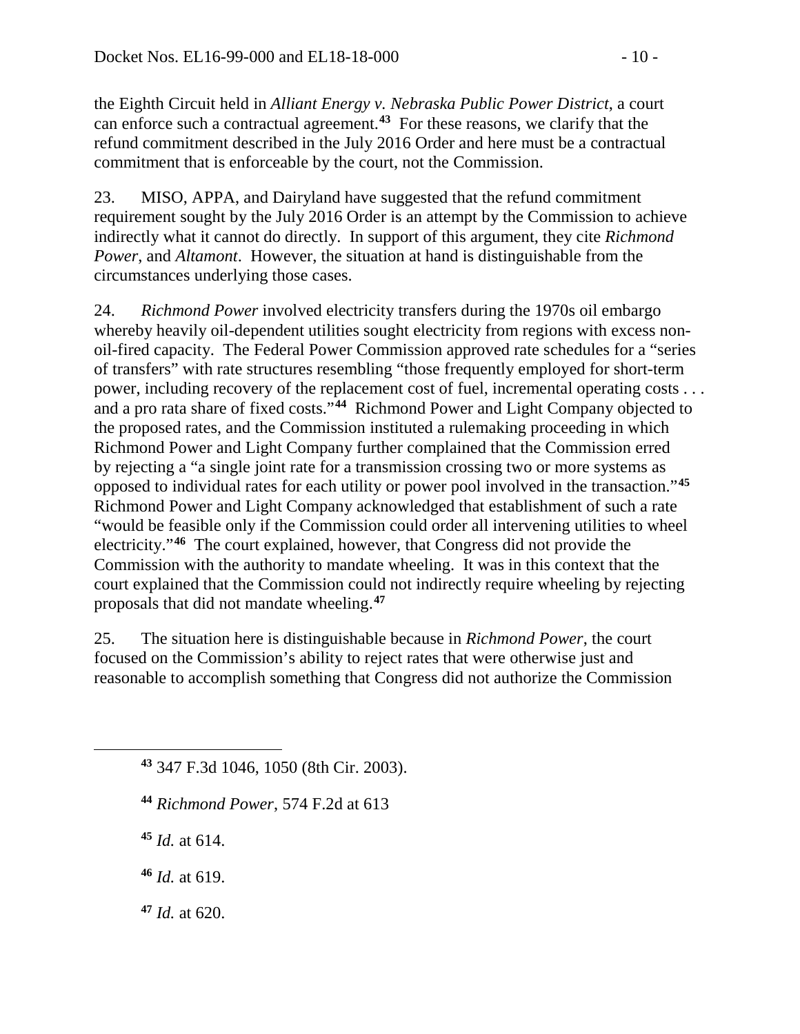the Eighth Circuit held in *Alliant Energy v. Nebraska Public Power District*, a court can enforce such a contractual agreement.[43] For these reasons, we clarify that the refund commitment described in the July 2016 Order and here must be a contractual commitment that is enforceable by the court, not the Commission.

23. MISO, APPA, and Dairyland have suggested that the refund commitment requirement sought by the July 2016 Order is an attempt by the Commission to achieve indirectly what it cannot do directly. In support of this argument, they cite *Richmond Power*, and *Altamont*. However, the situation at hand is distinguishable from the circumstances underlying those cases.

24. *Richmond Power* involved electricity transfers during the 1970s oil embargo whereby heavily oil-dependent utilities sought electricity from regions with excess non-oil-fired capacity. The Federal Power Commission approved rate schedules for a "series of transfers" with rate structures resembling "those frequently employed for short-term power, including recovery of the replacement cost of fuel, incremental operating costs . . . and a pro rata share of fixed costs."[44] Richmond Power and Light Company objected to the proposed rates, and the Commission instituted a rulemaking proceeding in which Richmond Power and Light Company further complained that the Commission erred by rejecting a "a single joint rate for a transmission crossing two or more systems as opposed to individual rates for each utility or power pool involved in the transaction."[45] Richmond Power and Light Company acknowledged that establishment of such a rate "would be feasible only if the Commission could order all intervening utilities to wheel electricity."[46] The court explained, however, that Congress did not provide the Commission with the authority to mandate wheeling. It was in this context that the court explained that the Commission could not indirectly require wheeling by rejecting proposals that did not mandate wheeling.[47]

25. The situation here is distinguishable because in *Richmond Power*, the court focused on the Commission's ability to reject rates that were otherwise just and reasonable to accomplish something that Congress did not authorize the Commission

---

[43] 347 F.3d 1046, 1050 (8th Cir. 2003).

[44] *Richmond Power*, 574 F.2d at 613

[45] *Id.* at 614.

[46] *Id.* at 619.

[47] *Id.* at 620.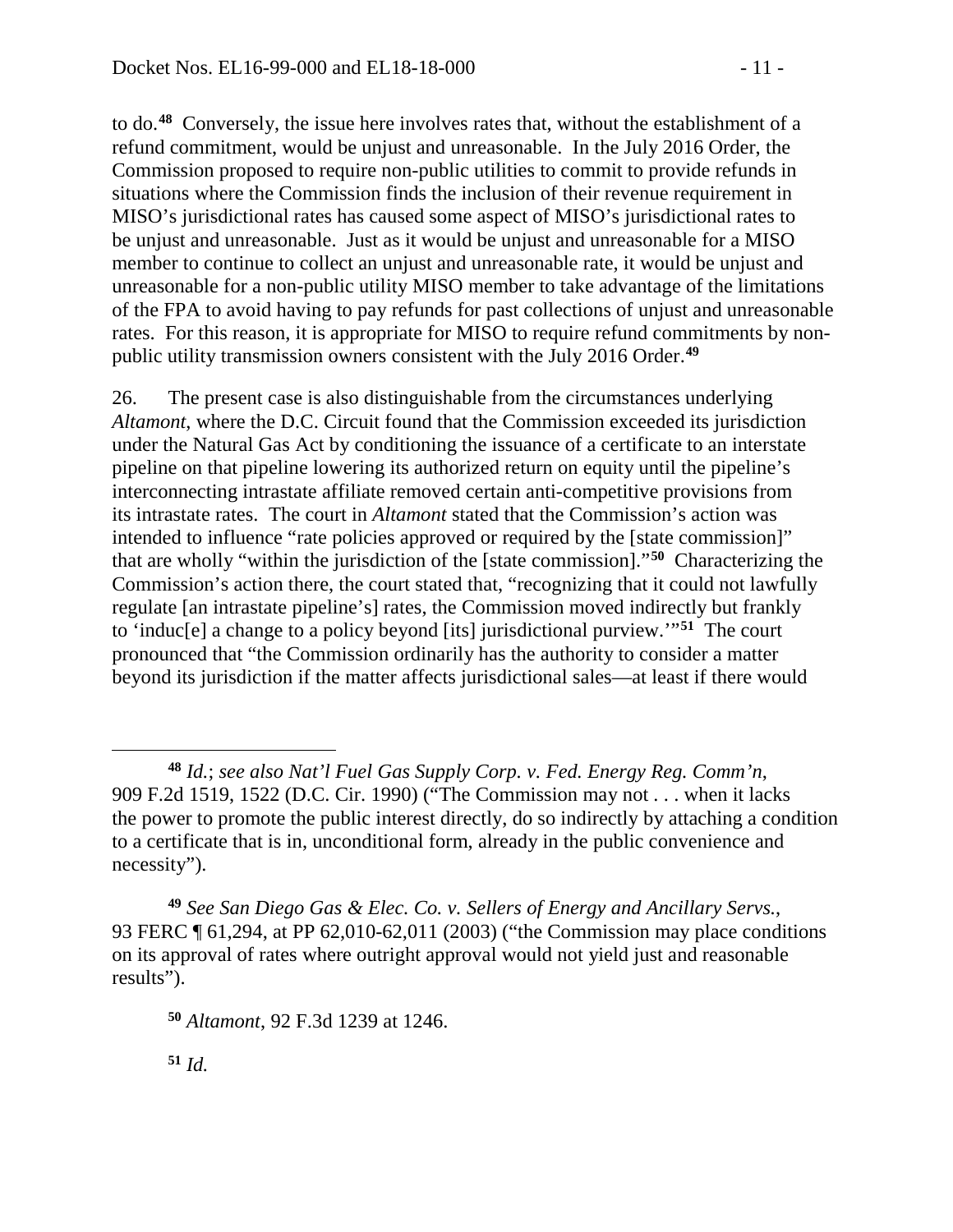to do.[48] Conversely, the issue here involves rates that, without the establishment of a refund commitment, would be unjust and unreasonable. In the July 2016 Order, the Commission proposed to require non-public utilities to commit to provide refunds in situations where the Commission finds the inclusion of their revenue requirement in MISO's jurisdictional rates has caused some aspect of MISO's jurisdictional rates to be unjust and unreasonable. Just as it would be unjust and unreasonable for a MISO member to continue to collect an unjust and unreasonable rate, it would be unjust and unreasonable for a non-public utility MISO member to take advantage of the limitations of the FPA to avoid having to pay refunds for past collections of unjust and unreasonable rates. For this reason, it is appropriate for MISO to require refund commitments by non-public utility transmission owners consistent with the July 2016 Order.[49]

26. The present case is also distinguishable from the circumstances underlying *Altamont*, where the D.C. Circuit found that the Commission exceeded its jurisdiction under the Natural Gas Act by conditioning the issuance of a certificate to an interstate pipeline on that pipeline lowering its authorized return on equity until the pipeline's interconnecting intrastate affiliate removed certain anti-competitive provisions from its intrastate rates. The court in *Altamont* stated that the Commission's action was intended to influence "rate policies approved or required by the [state commission]" that are wholly "within the jurisdiction of the [state commission]."[50] Characterizing the Commission's action there, the court stated that, "recognizing that it could not lawfully regulate [an intrastate pipeline's] rates, the Commission moved indirectly but frankly to 'induc[e] a change to a policy beyond [its] jurisdictional purview.'"[51] The court pronounced that "the Commission ordinarily has the authority to consider a matter beyond its jurisdiction if the matter affects jurisdictional sales—at least if there would

---

[48] *Id.*; *see also Nat'l Fuel Gas Supply Corp. v. Fed. Energy Reg. Comm'n*, 909 F.2d 1519, 1522 (D.C. Cir. 1990) ("The Commission may not . . . when it lacks the power to promote the public interest directly, do so indirectly by attaching a condition to a certificate that is in, unconditional form, already in the public convenience and necessity").

[49] *See San Diego Gas & Elec. Co. v. Sellers of Energy and Ancillary Servs.*, 93 FERC ¶ 61,294, at PP 62,010-62,011 (2003) ("the Commission may place conditions on its approval of rates where outright approval would not yield just and reasonable results").

[50] *Altamont*, 92 F.3d 1239 at 1246.

[51] *Id.*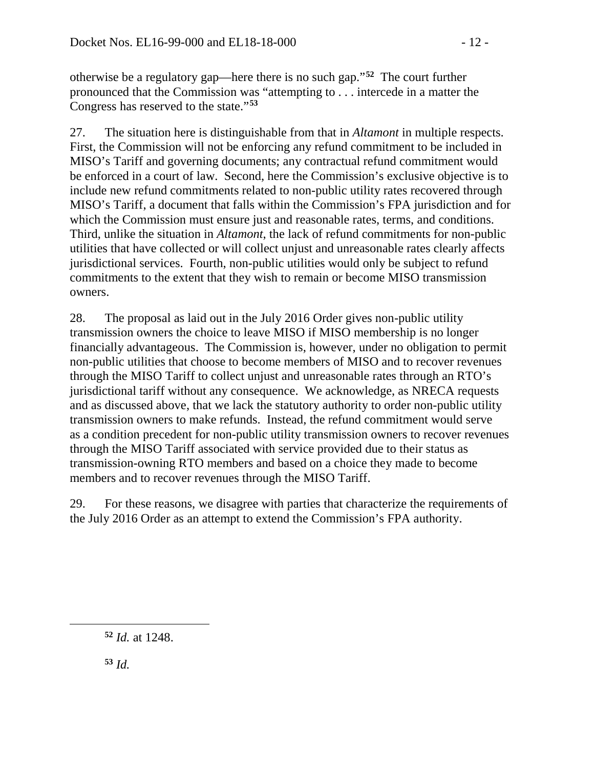otherwise be a regulatory gap—here there is no such gap."[52] The court further pronounced that the Commission was "attempting to . . . intercede in a matter the Congress has reserved to the state."[53]

27. The situation here is distinguishable from that in *Altamont* in multiple respects. First, the Commission will not be enforcing any refund commitment to be included in MISO's Tariff and governing documents; any contractual refund commitment would be enforced in a court of law. Second, here the Commission's exclusive objective is to include new refund commitments related to non-public utility rates recovered through MISO's Tariff, a document that falls within the Commission's FPA jurisdiction and for which the Commission must ensure just and reasonable rates, terms, and conditions. Third, unlike the situation in *Altamont*, the lack of refund commitments for non-public utilities that have collected or will collect unjust and unreasonable rates clearly affects jurisdictional services. Fourth, non-public utilities would only be subject to refund commitments to the extent that they wish to remain or become MISO transmission owners.

28. The proposal as laid out in the July 2016 Order gives non-public utility transmission owners the choice to leave MISO if MISO membership is no longer financially advantageous. The Commission is, however, under no obligation to permit non-public utilities that choose to become members of MISO and to recover revenues through the MISO Tariff to collect unjust and unreasonable rates through an RTO's jurisdictional tariff without any consequence. We acknowledge, as NRECA requests and as discussed above, that we lack the statutory authority to order non-public utility transmission owners to make refunds. Instead, the refund commitment would serve as a condition precedent for non-public utility transmission owners to recover revenues through the MISO Tariff associated with service provided due to their status as transmission-owning RTO members and based on a choice they made to become members and to recover revenues through the MISO Tariff.

29. For these reasons, we disagree with parties that characterize the requirements of the July 2016 Order as an attempt to extend the Commission's FPA authority.

---

[52] *Id.* at 1248.

[53] *Id.*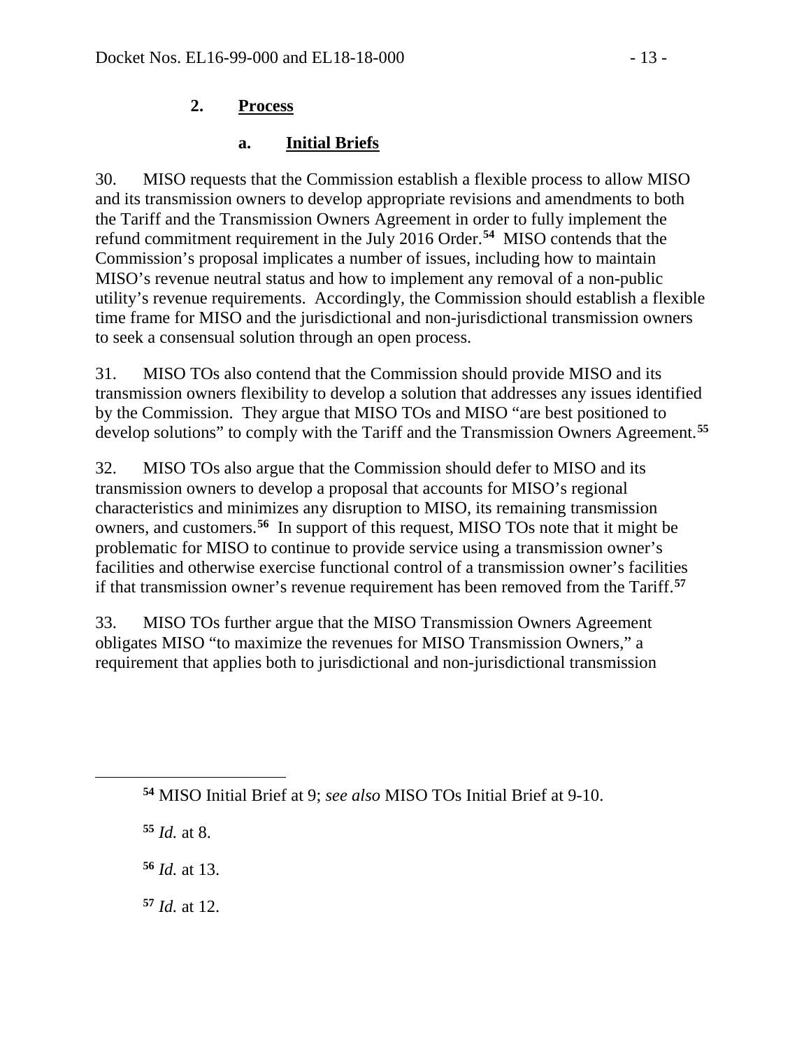### 2. **Process**

#### a. **Initial Briefs**

30. MISO requests that the Commission establish a flexible process to allow MISO and its transmission owners to develop appropriate revisions and amendments to both the Tariff and the Transmission Owners Agreement in order to fully implement the refund commitment requirement in the July 2016 Order.[54] MISO contends that the Commission's proposal implicates a number of issues, including how to maintain MISO's revenue neutral status and how to implement any removal of a non-public utility's revenue requirements. Accordingly, the Commission should establish a flexible time frame for MISO and the jurisdictional and non-jurisdictional transmission owners to seek a consensual solution through an open process.

31. MISO TOs also contend that the Commission should provide MISO and its transmission owners flexibility to develop a solution that addresses any issues identified by the Commission. They argue that MISO TOs and MISO "are best positioned to develop solutions" to comply with the Tariff and the Transmission Owners Agreement.[55]

32. MISO TOs also argue that the Commission should defer to MISO and its transmission owners to develop a proposal that accounts for MISO's regional characteristics and minimizes any disruption to MISO, its remaining transmission owners, and customers.[56] In support of this request, MISO TOs note that it might be problematic for MISO to continue to provide service using a transmission owner's facilities and otherwise exercise functional control of a transmission owner's facilities if that transmission owner's revenue requirement has been removed from the Tariff.[57]

33. MISO TOs further argue that the MISO Transmission Owners Agreement obligates MISO "to maximize the revenues for MISO Transmission Owners," a requirement that applies both to jurisdictional and non-jurisdictional transmission

---

[54] MISO Initial Brief at 9; *see also* MISO TOs Initial Brief at 9-10.

[55] *Id.* at 8.

[56] *Id.* at 13.

[57] *Id.* at 12.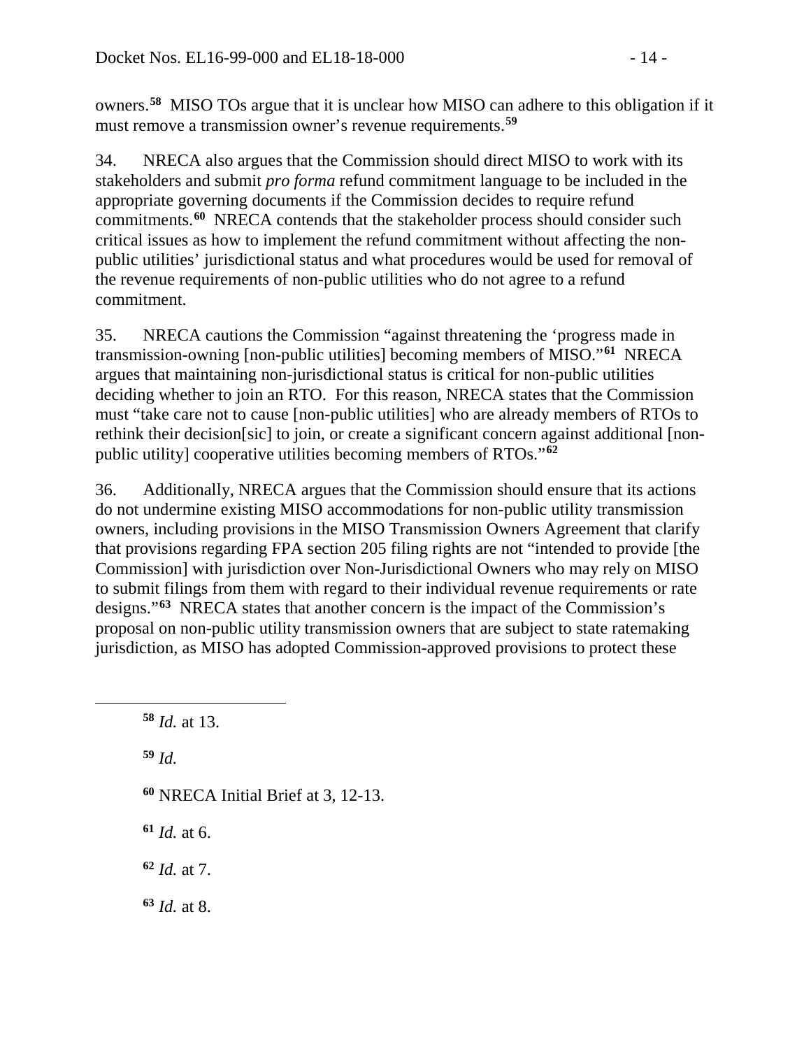owners.[58] MISO TOs argue that it is unclear how MISO can adhere to this obligation if it must remove a transmission owner's revenue requirements.[59]

34. NRECA also argues that the Commission should direct MISO to work with its stakeholders and submit *pro forma* refund commitment language to be included in the appropriate governing documents if the Commission decides to require refund commitments.[60] NRECA contends that the stakeholder process should consider such critical issues as how to implement the refund commitment without affecting the non-public utilities' jurisdictional status and what procedures would be used for removal of the revenue requirements of non-public utilities who do not agree to a refund commitment.

35. NRECA cautions the Commission "against threatening the 'progress made in transmission-owning [non-public utilities] becoming members of MISO."[61] NRECA argues that maintaining non-jurisdictional status is critical for non-public utilities deciding whether to join an RTO. For this reason, NRECA states that the Commission must "take care not to cause [non-public utilities] who are already members of RTOs to rethink their decision[sic] to join, or create a significant concern against additional [non-public utility] cooperative utilities becoming members of RTOs."[62]

36. Additionally, NRECA argues that the Commission should ensure that its actions do not undermine existing MISO accommodations for non-public utility transmission owners, including provisions in the MISO Transmission Owners Agreement that clarify that provisions regarding FPA section 205 filing rights are not "intended to provide [the Commission] with jurisdiction over Non-Jurisdictional Owners who may rely on MISO to submit filings from them with regard to their individual revenue requirements or rate designs."[63] NRECA states that another concern is the impact of the Commission's proposal on non-public utility transmission owners that are subject to state ratemaking jurisdiction, as MISO has adopted Commission-approved provisions to protect these

---

[58] *Id.* at 13.

[59] *Id.*

[60] NRECA Initial Brief at 3, 12-13.

[61] *Id.* at 6.

[62] *Id.* at 7.

[63] *Id.* at 8.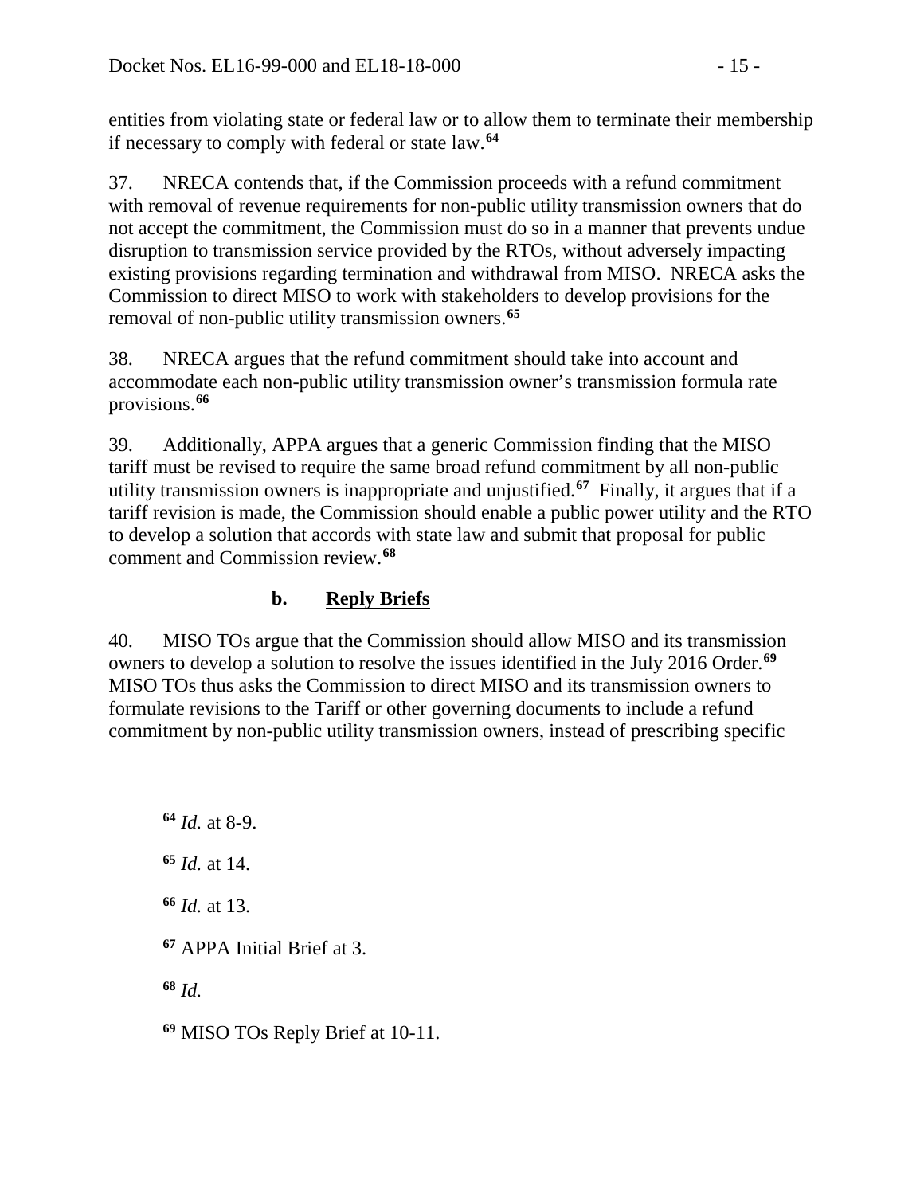entities from violating state or federal law or to allow them to terminate their membership if necessary to comply with federal or state law.[64]

37. NRECA contends that, if the Commission proceeds with a refund commitment with removal of revenue requirements for non-public utility transmission owners that do not accept the commitment, the Commission must do so in a manner that prevents undue disruption to transmission service provided by the RTOs, without adversely impacting existing provisions regarding termination and withdrawal from MISO. NRECA asks the Commission to direct MISO to work with stakeholders to develop provisions for the removal of non-public utility transmission owners.[65]

38. NRECA argues that the refund commitment should take into account and accommodate each non-public utility transmission owner's transmission formula rate provisions.[66]

39. Additionally, APPA argues that a generic Commission finding that the MISO tariff must be revised to require the same broad refund commitment by all non-public utility transmission owners is inappropriate and unjustified.[67] Finally, it argues that if a tariff revision is made, the Commission should enable a public power utility and the RTO to develop a solution that accords with state law and submit that proposal for public comment and Commission review.[68]

### b. Reply Briefs

40. MISO TOs argue that the Commission should allow MISO and its transmission owners to develop a solution to resolve the issues identified in the July 2016 Order.[69] MISO TOs thus asks the Commission to direct MISO and its transmission owners to formulate revisions to the Tariff or other governing documents to include a refund commitment by non-public utility transmission owners, instead of prescribing specific

---

[64] *Id.* at 8-9.

[65] *Id.* at 14.

[66] *Id.* at 13.

[67] APPA Initial Brief at 3.

[68] *Id.*

[69] MISO TOs Reply Brief at 10-11.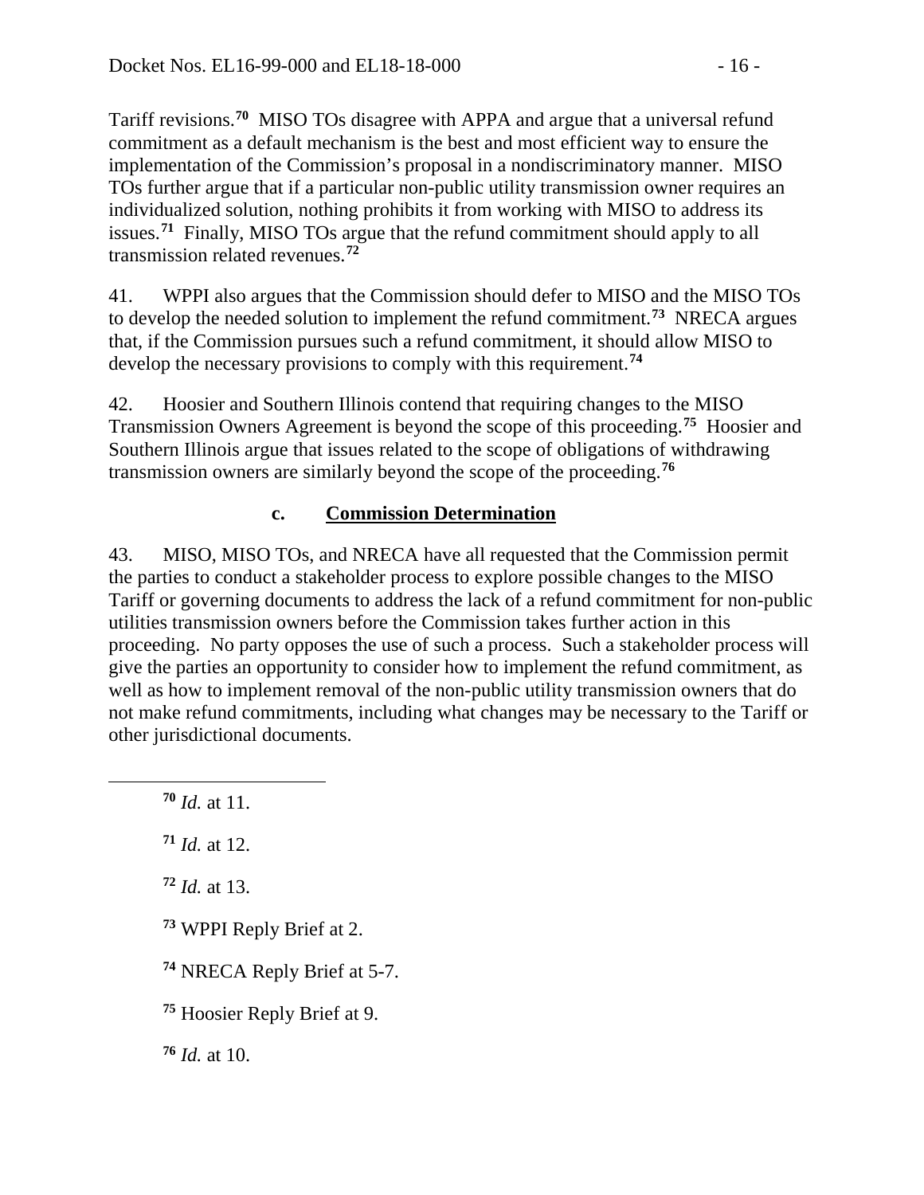Tariff revisions.[70] MISO TOs disagree with APPA and argue that a universal refund commitment as a default mechanism is the best and most efficient way to ensure the implementation of the Commission's proposal in a nondiscriminatory manner. MISO TOs further argue that if a particular non-public utility transmission owner requires an individualized solution, nothing prohibits it from working with MISO to address its issues.[71] Finally, MISO TOs argue that the refund commitment should apply to all transmission related revenues.[72]

41. WPPI also argues that the Commission should defer to MISO and the MISO TOs to develop the needed solution to implement the refund commitment.[73] NRECA argues that, if the Commission pursues such a refund commitment, it should allow MISO to develop the necessary provisions to comply with this requirement.[74]

42. Hoosier and Southern Illinois contend that requiring changes to the MISO Transmission Owners Agreement is beyond the scope of this proceeding.[75] Hoosier and Southern Illinois argue that issues related to the scope of obligations of withdrawing transmission owners are similarly beyond the scope of the proceeding.[76]

### c. Commission Determination

43. MISO, MISO TOs, and NRECA have all requested that the Commission permit the parties to conduct a stakeholder process to explore possible changes to the MISO Tariff or governing documents to address the lack of a refund commitment for non-public utilities transmission owners before the Commission takes further action in this proceeding. No party opposes the use of such a process. Such a stakeholder process will give the parties an opportunity to consider how to implement the refund commitment, as well as how to implement removal of the non-public utility transmission owners that do not make refund commitments, including what changes may be necessary to the Tariff or other jurisdictional documents.

---

[70] *Id.* at 11.

[71] *Id.* at 12.

[72] *Id.* at 13.

[73] WPPI Reply Brief at 2.

[74] NRECA Reply Brief at 5-7.

[75] Hoosier Reply Brief at 9.

[76] *Id.* at 10.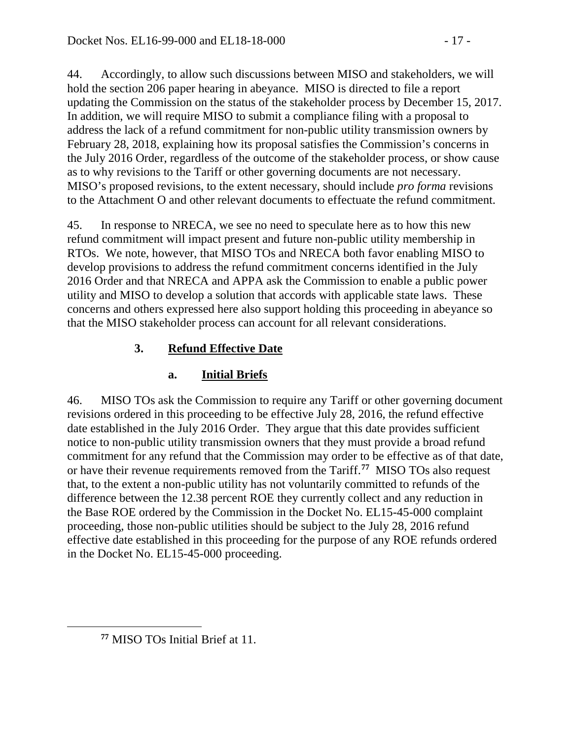44. Accordingly, to allow such discussions between MISO and stakeholders, we will hold the section 206 paper hearing in abeyance. MISO is directed to file a report updating the Commission on the status of the stakeholder process by December 15, 2017. In addition, we will require MISO to submit a compliance filing with a proposal to address the lack of a refund commitment for non-public utility transmission owners by February 28, 2018, explaining how its proposal satisfies the Commission's concerns in the July 2016 Order, regardless of the outcome of the stakeholder process, or show cause as to why revisions to the Tariff or other governing documents are not necessary. MISO's proposed revisions, to the extent necessary, should include *pro forma* revisions to the Attachment O and other relevant documents to effectuate the refund commitment.

45. In response to NRECA, we see no need to speculate here as to how this new refund commitment will impact present and future non-public utility membership in RTOs. We note, however, that MISO TOs and NRECA both favor enabling MISO to develop provisions to address the refund commitment concerns identified in the July 2016 Order and that NRECA and APPA ask the Commission to enable a public power utility and MISO to develop a solution that accords with applicable state laws. These concerns and others expressed here also support holding this proceeding in abeyance so that the MISO stakeholder process can account for all relevant considerations.

### 3. Refund Effective Date

#### a. Initial Briefs

46. MISO TOs ask the Commission to require any Tariff or other governing document revisions ordered in this proceeding to be effective July 28, 2016, the refund effective date established in the July 2016 Order. They argue that this date provides sufficient notice to non-public utility transmission owners that they must provide a broad refund commitment for any refund that the Commission may order to be effective as of that date, or have their revenue requirements removed from the Tariff.[77] MISO TOs also request that, to the extent a non-public utility has not voluntarily committed to refunds of the difference between the 12.38 percent ROE they currently collect and any reduction in the Base ROE ordered by the Commission in the Docket No. EL15-45-000 complaint proceeding, those non-public utilities should be subject to the July 28, 2016 refund effective date established in this proceeding for the purpose of any ROE refunds ordered in the Docket No. EL15-45-000 proceeding.

[77] MISO TOs Initial Brief at 11.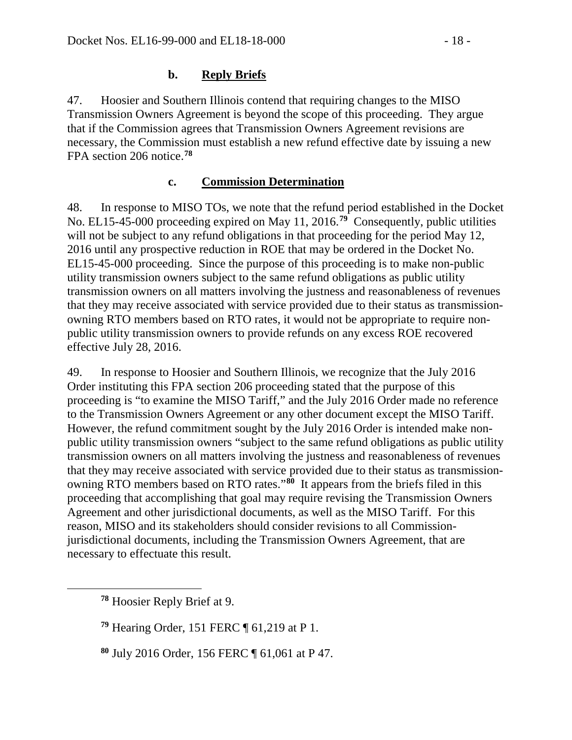### b. **Reply Briefs**

47. Hoosier and Southern Illinois contend that requiring changes to the MISO Transmission Owners Agreement is beyond the scope of this proceeding. They argue that if the Commission agrees that Transmission Owners Agreement revisions are necessary, the Commission must establish a new refund effective date by issuing a new FPA section 206 notice.[78]

### c. **Commission Determination**

48. In response to MISO TOs, we note that the refund period established in the Docket No. EL15-45-000 proceeding expired on May 11, 2016.[79] Consequently, public utilities will not be subject to any refund obligations in that proceeding for the period May 12, 2016 until any prospective reduction in ROE that may be ordered in the Docket No. EL15-45-000 proceeding. Since the purpose of this proceeding is to make non-public utility transmission owners subject to the same refund obligations as public utility transmission owners on all matters involving the justness and reasonableness of revenues that they may receive associated with service provided due to their status as transmission-owning RTO members based on RTO rates, it would not be appropriate to require non-public utility transmission owners to provide refunds on any excess ROE recovered effective July 28, 2016.

49. In response to Hoosier and Southern Illinois, we recognize that the July 2016 Order instituting this FPA section 206 proceeding stated that the purpose of this proceeding is "to examine the MISO Tariff," and the July 2016 Order made no reference to the Transmission Owners Agreement or any other document except the MISO Tariff. However, the refund commitment sought by the July 2016 Order is intended make non-public utility transmission owners "subject to the same refund obligations as public utility transmission owners on all matters involving the justness and reasonableness of revenues that they may receive associated with service provided due to their status as transmission-owning RTO members based on RTO rates."[80] It appears from the briefs filed in this proceeding that accomplishing that goal may require revising the Transmission Owners Agreement and other jurisdictional documents, as well as the MISO Tariff. For this reason, MISO and its stakeholders should consider revisions to all Commission-jurisdictional documents, including the Transmission Owners Agreement, that are necessary to effectuate this result.

---

[78] Hoosier Reply Brief at 9.

[79] Hearing Order, 151 FERC ¶ 61,219 at P 1.

[80] July 2016 Order, 156 FERC ¶ 61,061 at P 47.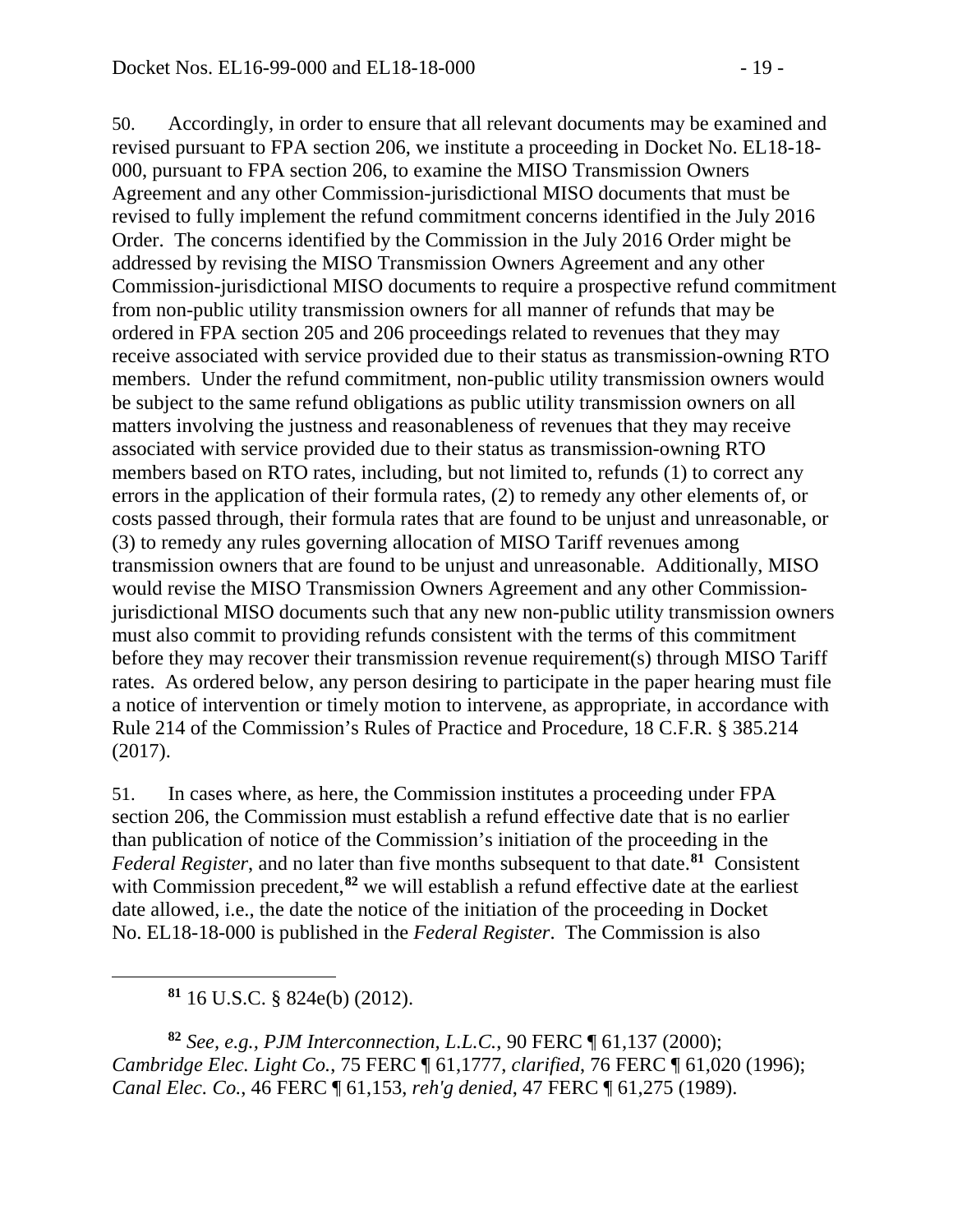50. Accordingly, in order to ensure that all relevant documents may be examined and revised pursuant to FPA section 206, we institute a proceeding in Docket No. EL18-18-000, pursuant to FPA section 206, to examine the MISO Transmission Owners Agreement and any other Commission-jurisdictional MISO documents that must be revised to fully implement the refund commitment concerns identified in the July 2016 Order. The concerns identified by the Commission in the July 2016 Order might be addressed by revising the MISO Transmission Owners Agreement and any other Commission-jurisdictional MISO documents to require a prospective refund commitment from non-public utility transmission owners for all manner of refunds that may be ordered in FPA section 205 and 206 proceedings related to revenues that they may receive associated with service provided due to their status as transmission-owning RTO members. Under the refund commitment, non-public utility transmission owners would be subject to the same refund obligations as public utility transmission owners on all matters involving the justness and reasonableness of revenues that they may receive associated with service provided due to their status as transmission-owning RTO members based on RTO rates, including, but not limited to, refunds (1) to correct any errors in the application of their formula rates, (2) to remedy any other elements of, or costs passed through, their formula rates that are found to be unjust and unreasonable, or (3) to remedy any rules governing allocation of MISO Tariff revenues among transmission owners that are found to be unjust and unreasonable. Additionally, MISO would revise the MISO Transmission Owners Agreement and any other Commission-jurisdictional MISO documents such that any new non-public utility transmission owners must also commit to providing refunds consistent with the terms of this commitment before they may recover their transmission revenue requirement(s) through MISO Tariff rates. As ordered below, any person desiring to participate in the paper hearing must file a notice of intervention or timely motion to intervene, as appropriate, in accordance with Rule 214 of the Commission's Rules of Practice and Procedure, 18 C.F.R. § 385.214 (2017).

51. In cases where, as here, the Commission institutes a proceeding under FPA section 206, the Commission must establish a refund effective date that is no earlier than publication of notice of the Commission's initiation of the proceeding in the *Federal Register*, and no later than five months subsequent to that date.[81] Consistent with Commission precedent,[82] we will establish a refund effective date at the earliest date allowed, i.e., the date the notice of the initiation of the proceeding in Docket No. EL18-18-000 is published in the *Federal Register*. The Commission is also

[81] 16 U.S.C. § 824e(b) (2012).

[82] *See, e.g., PJM Interconnection, L.L.C.*, 90 FERC ¶ 61,137 (2000); *Cambridge Elec. Light Co.*, 75 FERC ¶ 61,1777, *clarified*, 76 FERC ¶ 61,020 (1996); *Canal Elec. Co.*, 46 FERC ¶ 61,153, *reh'g denied*, 47 FERC ¶ 61,275 (1989).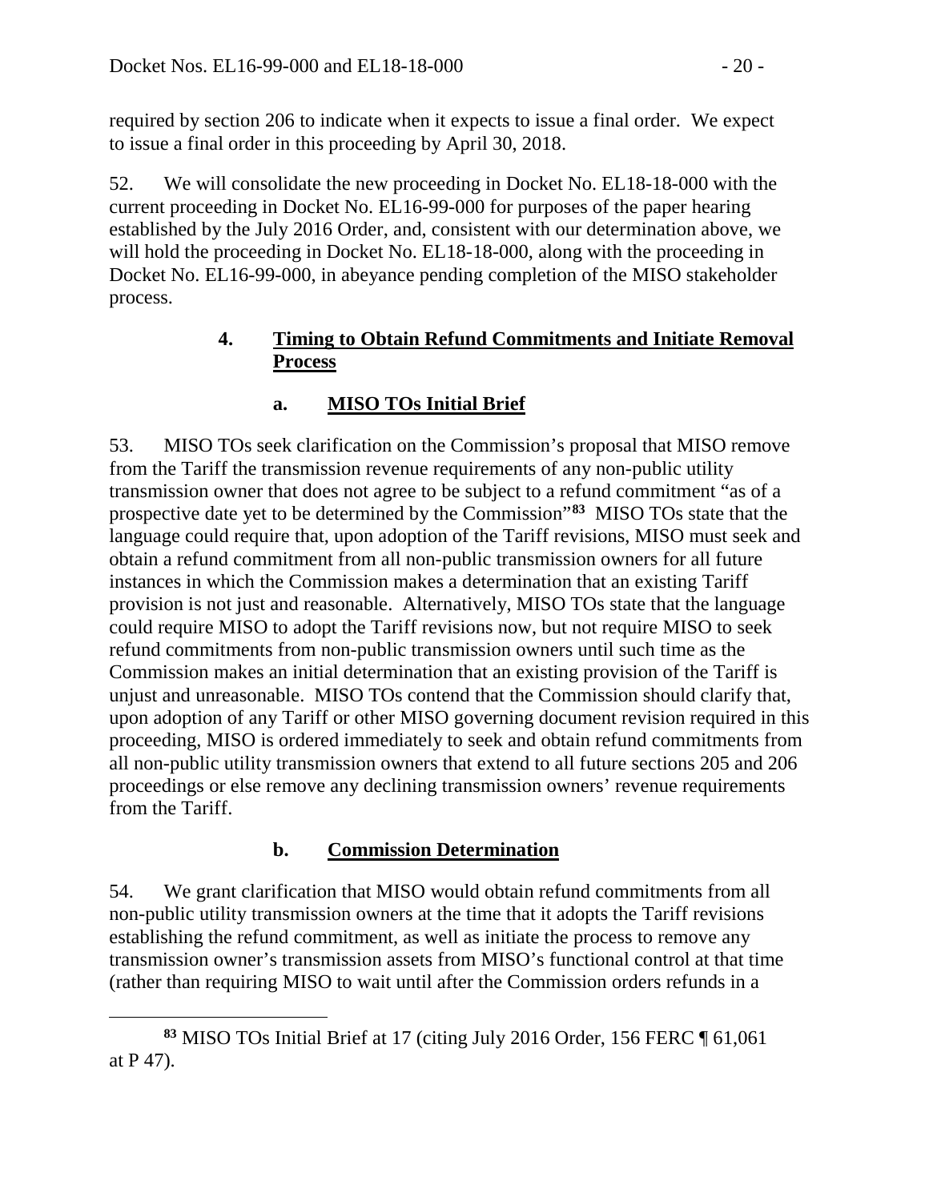required by section 206 to indicate when it expects to issue a final order. We expect to issue a final order in this proceeding by April 30, 2018.

52. We will consolidate the new proceeding in Docket No. EL18-18-000 with the current proceeding in Docket No. EL16-99-000 for purposes of the paper hearing established by the July 2016 Order, and, consistent with our determination above, we will hold the proceeding in Docket No. EL18-18-000, along with the proceeding in Docket No. EL16-99-000, in abeyance pending completion of the MISO stakeholder process.

#### 4. Timing to Obtain Refund Commitments and Initiate Removal Process

##### a. MISO TOs Initial Brief

53. MISO TOs seek clarification on the Commission's proposal that MISO remove from the Tariff the transmission revenue requirements of any non-public utility transmission owner that does not agree to be subject to a refund commitment "as of a prospective date yet to be determined by the Commission"[83] MISO TOs state that the language could require that, upon adoption of the Tariff revisions, MISO must seek and obtain a refund commitment from all non-public transmission owners for all future instances in which the Commission makes a determination that an existing Tariff provision is not just and reasonable. Alternatively, MISO TOs state that the language could require MISO to adopt the Tariff revisions now, but not require MISO to seek refund commitments from non-public transmission owners until such time as the Commission makes an initial determination that an existing provision of the Tariff is unjust and unreasonable. MISO TOs contend that the Commission should clarify that, upon adoption of any Tariff or other MISO governing document revision required in this proceeding, MISO is ordered immediately to seek and obtain refund commitments from all non-public utility transmission owners that extend to all future sections 205 and 206 proceedings or else remove any declining transmission owners' revenue requirements from the Tariff.

##### b. Commission Determination

54. We grant clarification that MISO would obtain refund commitments from all non-public utility transmission owners at the time that it adopts the Tariff revisions establishing the refund commitment, as well as initiate the process to remove any transmission owner's transmission assets from MISO's functional control at that time (rather than requiring MISO to wait until after the Commission orders refunds in a

---

[83] MISO TOs Initial Brief at 17 (citing July 2016 Order, 156 FERC ¶ 61,061 at P 47).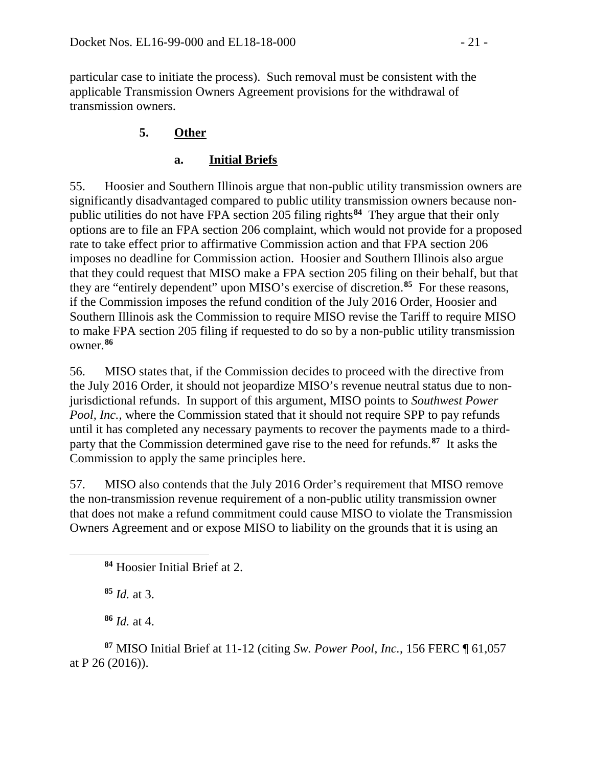particular case to initiate the process). Such removal must be consistent with the applicable Transmission Owners Agreement provisions for the withdrawal of transmission owners.

### 5. Other

#### a. Initial Briefs

55. Hoosier and Southern Illinois argue that non-public utility transmission owners are significantly disadvantaged compared to public utility transmission owners because non-public utilities do not have FPA section 205 filing rights[84] They argue that their only options are to file an FPA section 206 complaint, which would not provide for a proposed rate to take effect prior to affirmative Commission action and that FPA section 206 imposes no deadline for Commission action. Hoosier and Southern Illinois also argue that they could request that MISO make a FPA section 205 filing on their behalf, but that they are "entirely dependent" upon MISO's exercise of discretion.[85] For these reasons, if the Commission imposes the refund condition of the July 2016 Order, Hoosier and Southern Illinois ask the Commission to require MISO revise the Tariff to require MISO to make FPA section 205 filing if requested to do so by a non-public utility transmission owner.[86]

56. MISO states that, if the Commission decides to proceed with the directive from the July 2016 Order, it should not jeopardize MISO's revenue neutral status due to non-jurisdictional refunds. In support of this argument, MISO points to *Southwest Power Pool, Inc.*, where the Commission stated that it should not require SPP to pay refunds until it has completed any necessary payments to recover the payments made to a third-party that the Commission determined gave rise to the need for refunds.[87] It asks the Commission to apply the same principles here.

57. MISO also contends that the July 2016 Order's requirement that MISO remove the non-transmission revenue requirement of a non-public utility transmission owner that does not make a refund commitment could cause MISO to violate the Transmission Owners Agreement and or expose MISO to liability on the grounds that it is using an

---

[84] Hoosier Initial Brief at 2.

[85] *Id.* at 3.

[86] *Id.* at 4.

[87] MISO Initial Brief at 11-12 (citing *Sw. Power Pool, Inc.*, 156 FERC ¶ 61,057 at P 26 (2016)).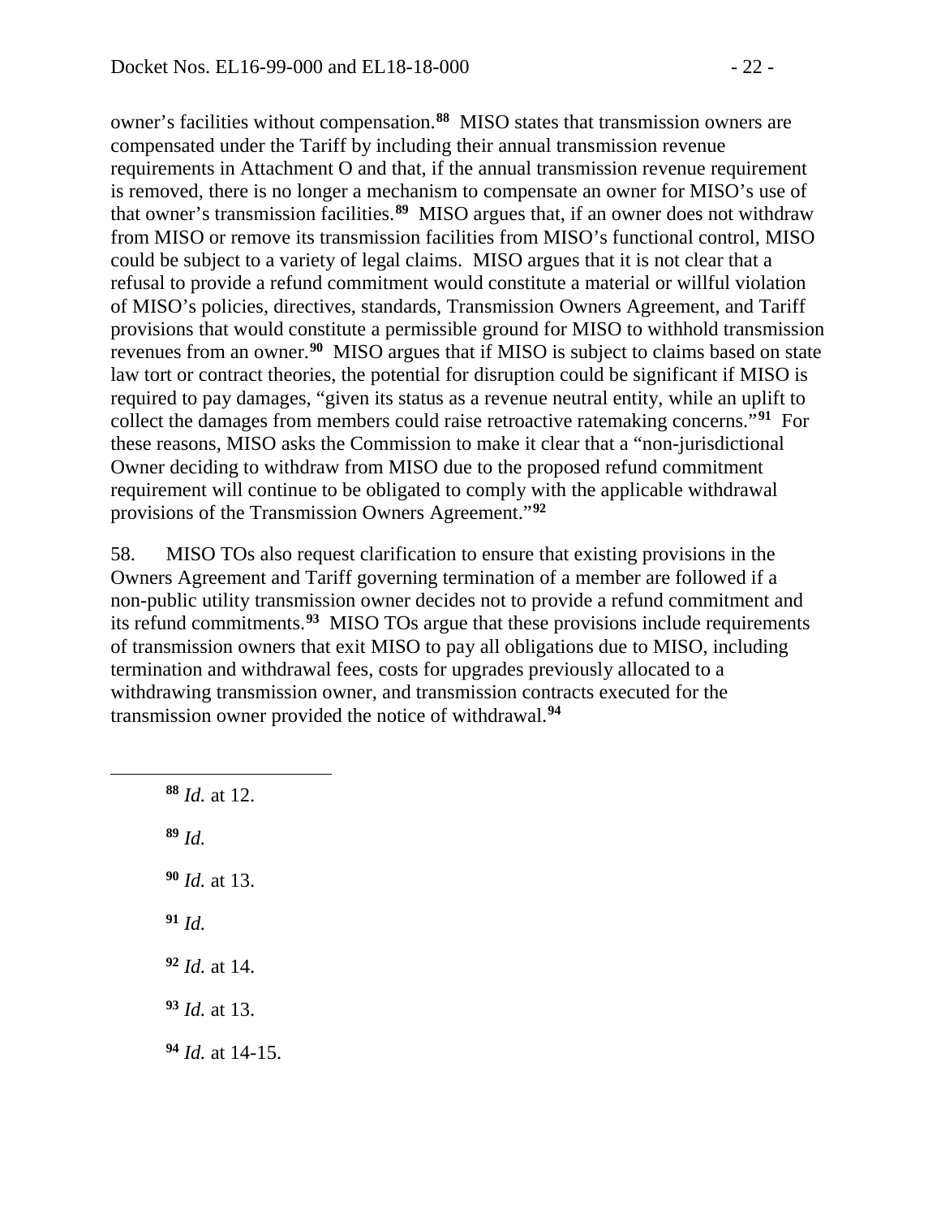owner's facilities without compensation.[88] MISO states that transmission owners are compensated under the Tariff by including their annual transmission revenue requirements in Attachment O and that, if the annual transmission revenue requirement is removed, there is no longer a mechanism to compensate an owner for MISO's use of that owner's transmission facilities.[89] MISO argues that, if an owner does not withdraw from MISO or remove its transmission facilities from MISO's functional control, MISO could be subject to a variety of legal claims. MISO argues that it is not clear that a refusal to provide a refund commitment would constitute a material or willful violation of MISO's policies, directives, standards, Transmission Owners Agreement, and Tariff provisions that would constitute a permissible ground for MISO to withhold transmission revenues from an owner.[90] MISO argues that if MISO is subject to claims based on state law tort or contract theories, the potential for disruption could be significant if MISO is required to pay damages, "given its status as a revenue neutral entity, while an uplift to collect the damages from members could raise retroactive ratemaking concerns."[91] For these reasons, MISO asks the Commission to make it clear that a "non-jurisdictional Owner deciding to withdraw from MISO due to the proposed refund commitment requirement will continue to be obligated to comply with the applicable withdrawal provisions of the Transmission Owners Agreement."[92]

58. MISO TOs also request clarification to ensure that existing provisions in the Owners Agreement and Tariff governing termination of a member are followed if a non-public utility transmission owner decides not to provide a refund commitment and its refund commitments.[93] MISO TOs argue that these provisions include requirements of transmission owners that exit MISO to pay all obligations due to MISO, including termination and withdrawal fees, costs for upgrades previously allocated to a withdrawing transmission owner, and transmission contracts executed for the transmission owner provided the notice of withdrawal.[94]

---

[88] *Id.* at 12.

[89] *Id.*

[90] *Id.* at 13.

[91] *Id.*

[92] *Id.* at 14.

[93] *Id.* at 13.

[94] *Id.* at 14-15.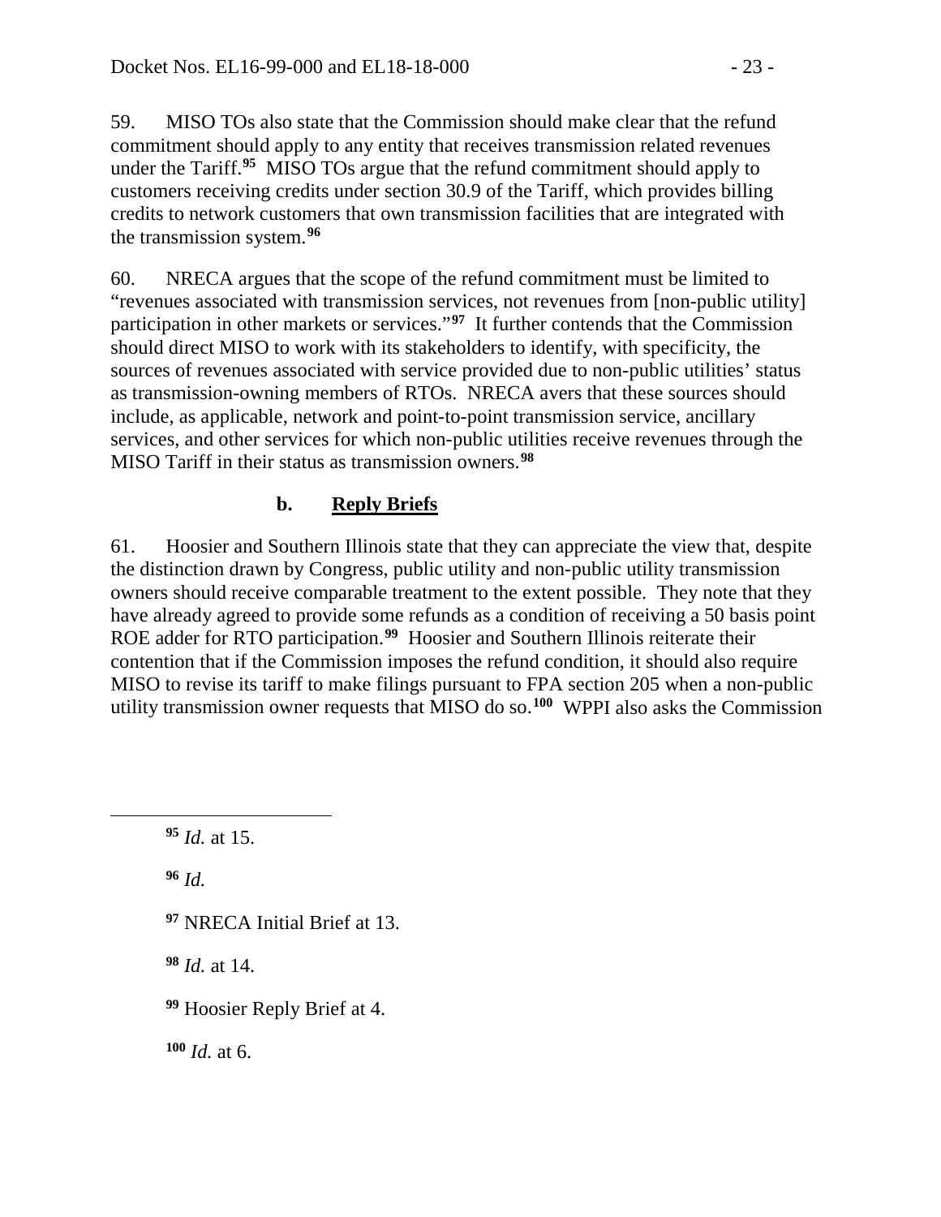59. MISO TOs also state that the Commission should make clear that the refund commitment should apply to any entity that receives transmission related revenues under the Tariff.[95] MISO TOs argue that the refund commitment should apply to customers receiving credits under section 30.9 of the Tariff, which provides billing credits to network customers that own transmission facilities that are integrated with the transmission system.[96]

60. NRECA argues that the scope of the refund commitment must be limited to "revenues associated with transmission services, not revenues from [non-public utility] participation in other markets or services."[97] It further contends that the Commission should direct MISO to work with its stakeholders to identify, with specificity, the sources of revenues associated with service provided due to non-public utilities' status as transmission-owning members of RTOs. NRECA avers that these sources should include, as applicable, network and point-to-point transmission service, ancillary services, and other services for which non-public utilities receive revenues through the MISO Tariff in their status as transmission owners.[98]

### b. Reply Briefs

61. Hoosier and Southern Illinois state that they can appreciate the view that, despite the distinction drawn by Congress, public utility and non-public utility transmission owners should receive comparable treatment to the extent possible. They note that they have already agreed to provide some refunds as a condition of receiving a 50 basis point ROE adder for RTO participation.[99] Hoosier and Southern Illinois reiterate their contention that if the Commission imposes the refund condition, it should also require MISO to revise its tariff to make filings pursuant to FPA section 205 when a non-public utility transmission owner requests that MISO do so.[100] WPPI also asks the Commission

---

[95] *Id.* at 15.

[96] *Id.*

[97] NRECA Initial Brief at 13.

[98] *Id.* at 14.

[99] Hoosier Reply Brief at 4.

[100] *Id.* at 6.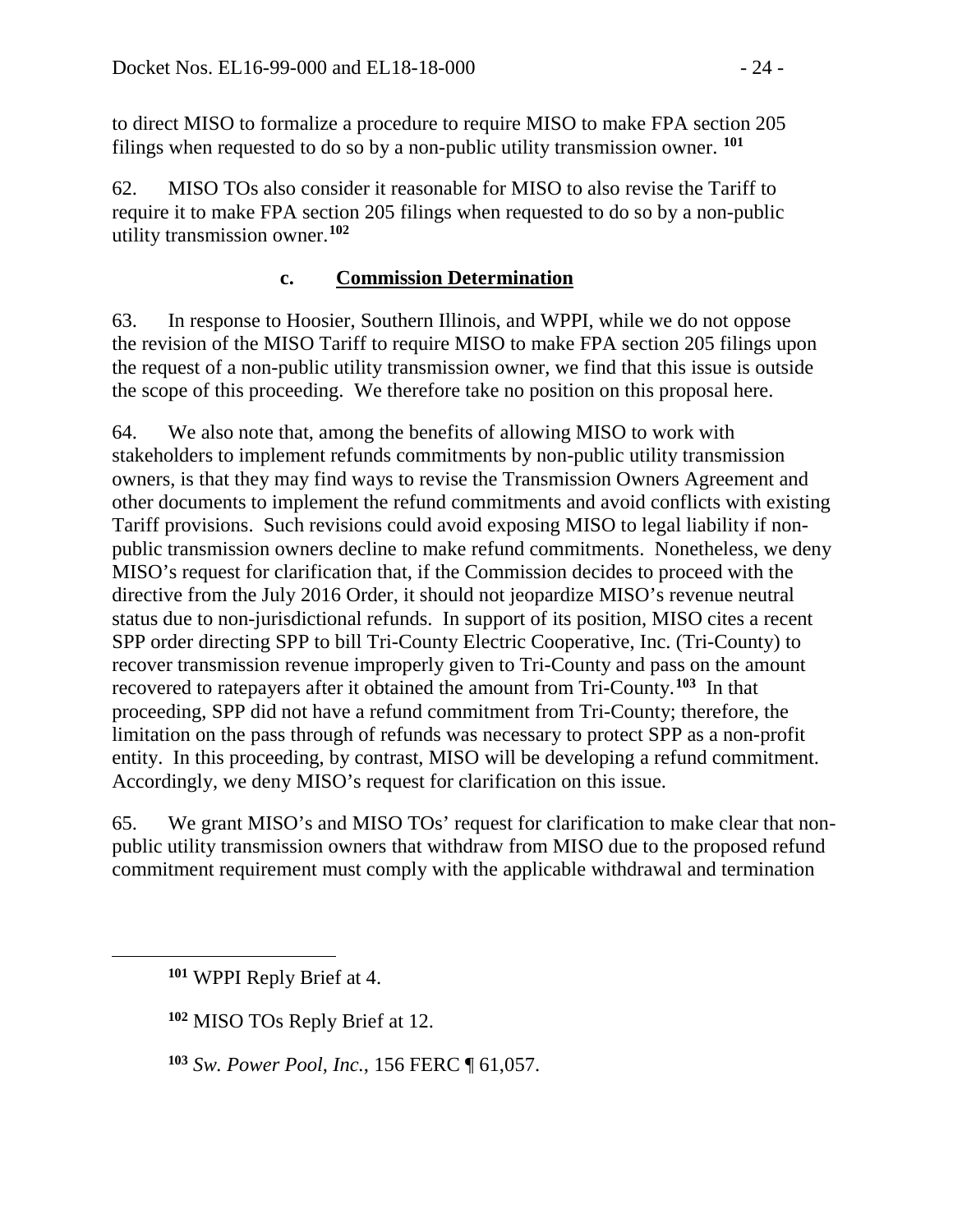to direct MISO to formalize a procedure to require MISO to make FPA section 205 filings when requested to do so by a non-public utility transmission owner. [101]

62. MISO TOs also consider it reasonable for MISO to also revise the Tariff to require it to make FPA section 205 filings when requested to do so by a non-public utility transmission owner.[102]

### c. Commission Determination

63. In response to Hoosier, Southern Illinois, and WPPI, while we do not oppose the revision of the MISO Tariff to require MISO to make FPA section 205 filings upon the request of a non-public utility transmission owner, we find that this issue is outside the scope of this proceeding. We therefore take no position on this proposal here.

64. We also note that, among the benefits of allowing MISO to work with stakeholders to implement refunds commitments by non-public utility transmission owners, is that they may find ways to revise the Transmission Owners Agreement and other documents to implement the refund commitments and avoid conflicts with existing Tariff provisions. Such revisions could avoid exposing MISO to legal liability if non-public transmission owners decline to make refund commitments. Nonetheless, we deny MISO's request for clarification that, if the Commission decides to proceed with the directive from the July 2016 Order, it should not jeopardize MISO's revenue neutral status due to non-jurisdictional refunds. In support of its position, MISO cites a recent SPP order directing SPP to bill Tri-County Electric Cooperative, Inc. (Tri-County) to recover transmission revenue improperly given to Tri-County and pass on the amount recovered to ratepayers after it obtained the amount from Tri-County.[103] In that proceeding, SPP did not have a refund commitment from Tri-County; therefore, the limitation on the pass through of refunds was necessary to protect SPP as a non-profit entity. In this proceeding, by contrast, MISO will be developing a refund commitment. Accordingly, we deny MISO's request for clarification on this issue.

65. We grant MISO's and MISO TOs' request for clarification to make clear that non-public utility transmission owners that withdraw from MISO due to the proposed refund commitment requirement must comply with the applicable withdrawal and termination

---

[101] WPPI Reply Brief at 4.

[102] MISO TOs Reply Brief at 12.

[103] *Sw. Power Pool, Inc.*, 156 FERC ¶ 61,057.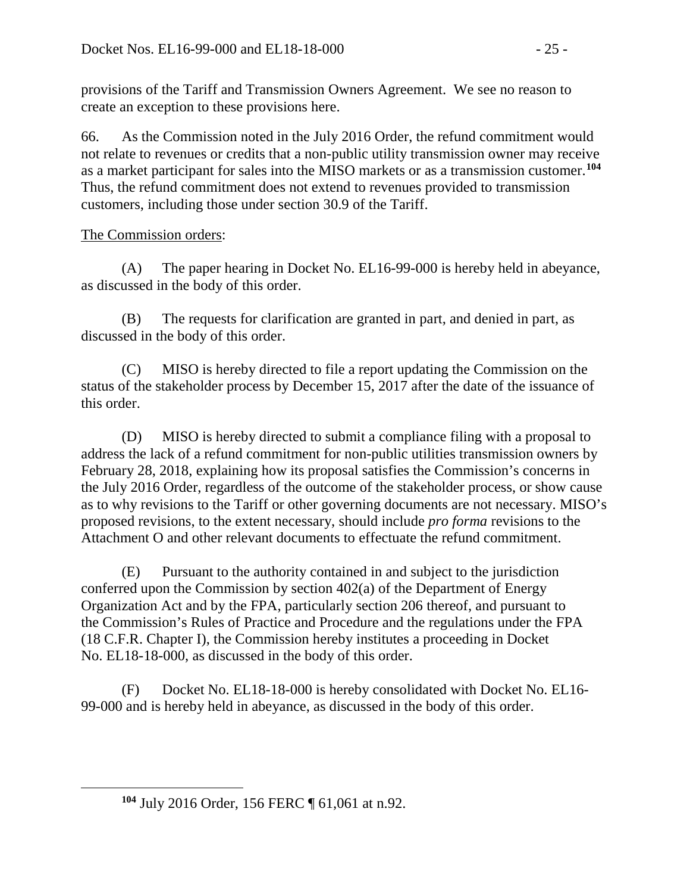provisions of the Tariff and Transmission Owners Agreement. We see no reason to create an exception to these provisions here.

66. As the Commission noted in the July 2016 Order, the refund commitment would not relate to revenues or credits that a non-public utility transmission owner may receive as a market participant for sales into the MISO markets or as a transmission customer.[104] Thus, the refund commitment does not extend to revenues provided to transmission customers, including those under section 30.9 of the Tariff.

The Commission orders:

(A) The paper hearing in Docket No. EL16-99-000 is hereby held in abeyance, as discussed in the body of this order.

(B) The requests for clarification are granted in part, and denied in part, as discussed in the body of this order.

(C) MISO is hereby directed to file a report updating the Commission on the status of the stakeholder process by December 15, 2017 after the date of the issuance of this order.

(D) MISO is hereby directed to submit a compliance filing with a proposal to address the lack of a refund commitment for non-public utilities transmission owners by February 28, 2018, explaining how its proposal satisfies the Commission's concerns in the July 2016 Order, regardless of the outcome of the stakeholder process, or show cause as to why revisions to the Tariff or other governing documents are not necessary. MISO's proposed revisions, to the extent necessary, should include *pro forma* revisions to the Attachment O and other relevant documents to effectuate the refund commitment.

(E) Pursuant to the authority contained in and subject to the jurisdiction conferred upon the Commission by section 402(a) of the Department of Energy Organization Act and by the FPA, particularly section 206 thereof, and pursuant to the Commission's Rules of Practice and Procedure and the regulations under the FPA (18 C.F.R. Chapter I), the Commission hereby institutes a proceeding in Docket No. EL18-18-000, as discussed in the body of this order.

(F) Docket No. EL18-18-000 is hereby consolidated with Docket No. EL16-99-000 and is hereby held in abeyance, as discussed in the body of this order.

[104] July 2016 Order, 156 FERC ¶ 61,061 at n.92.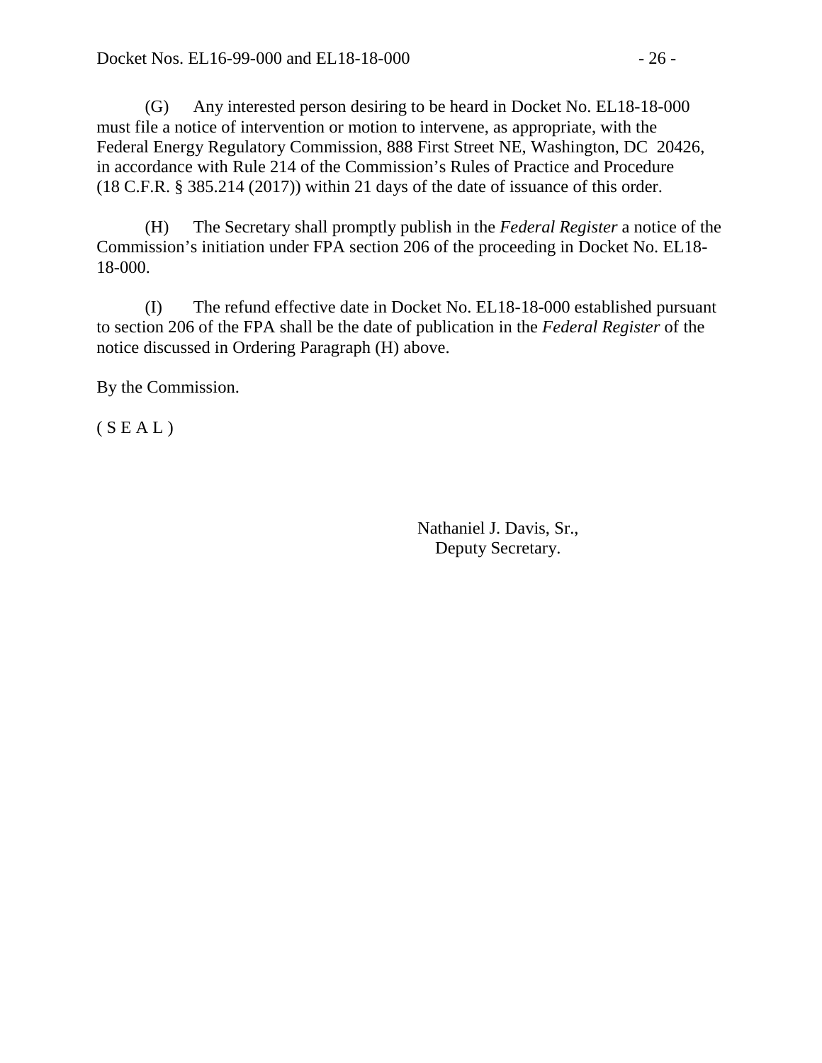(G) Any interested person desiring to be heard in Docket No. EL18-18-000 must file a notice of intervention or motion to intervene, as appropriate, with the Federal Energy Regulatory Commission, 888 First Street NE, Washington, DC 20426, in accordance with Rule 214 of the Commission's Rules of Practice and Procedure (18 C.F.R. § 385.214 (2017)) within 21 days of the date of issuance of this order.

(H) The Secretary shall promptly publish in the *Federal Register* a notice of the Commission's initiation under FPA section 206 of the proceeding in Docket No. EL18-18-000.

(I) The refund effective date in Docket No. EL18-18-000 established pursuant to section 206 of the FPA shall be the date of publication in the *Federal Register* of the notice discussed in Ordering Paragraph (H) above.

By the Commission.

( S E A L )

Nathaniel J. Davis, Sr.,
Deputy Secretary.